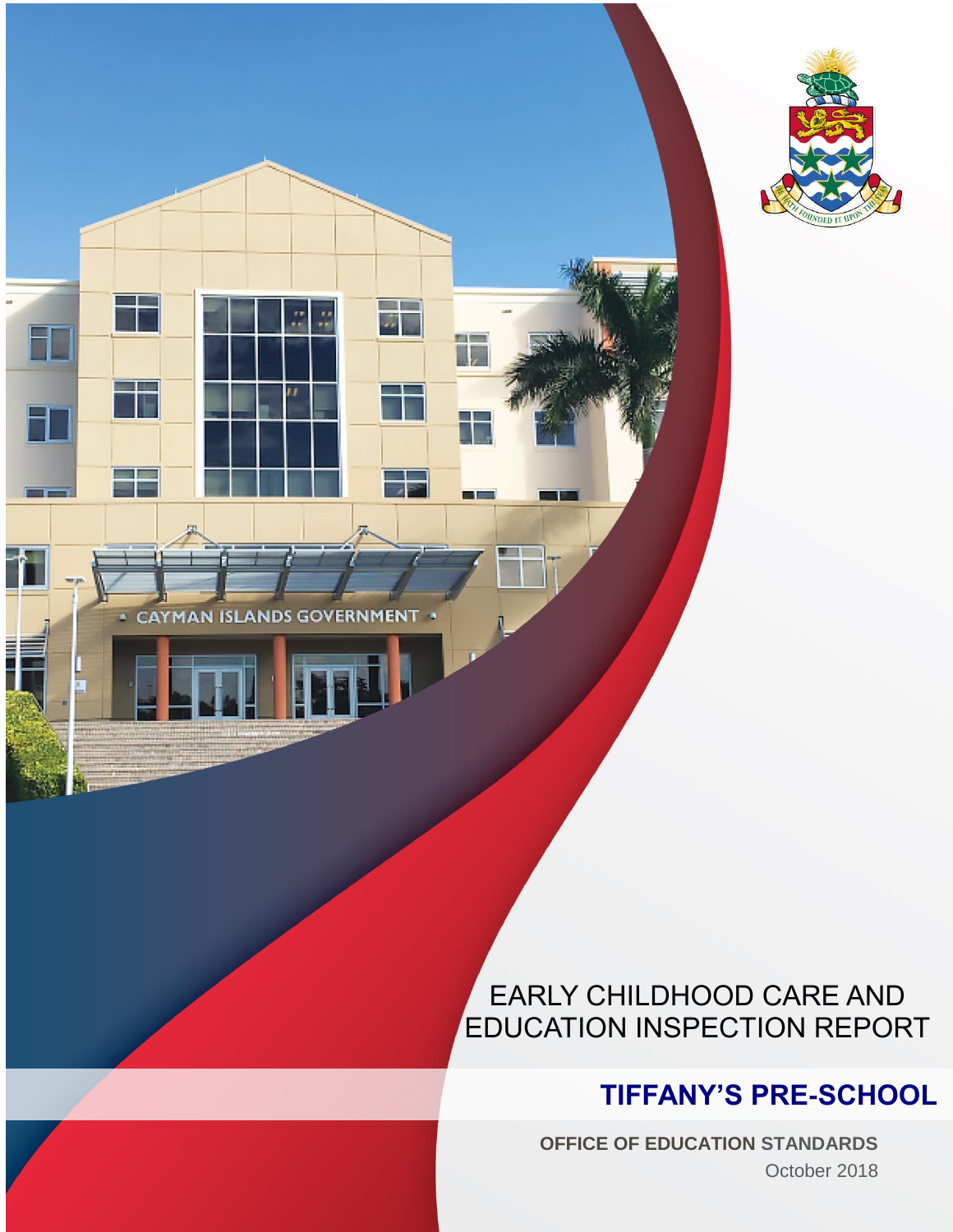# EARLY CHILDHOOD CARE AND EDUCATION INSPECTION REPORT

## TIFFANY'S PRE-SCHOOL

**OFFICE OF EDUCATION STANDARDS**

October 2018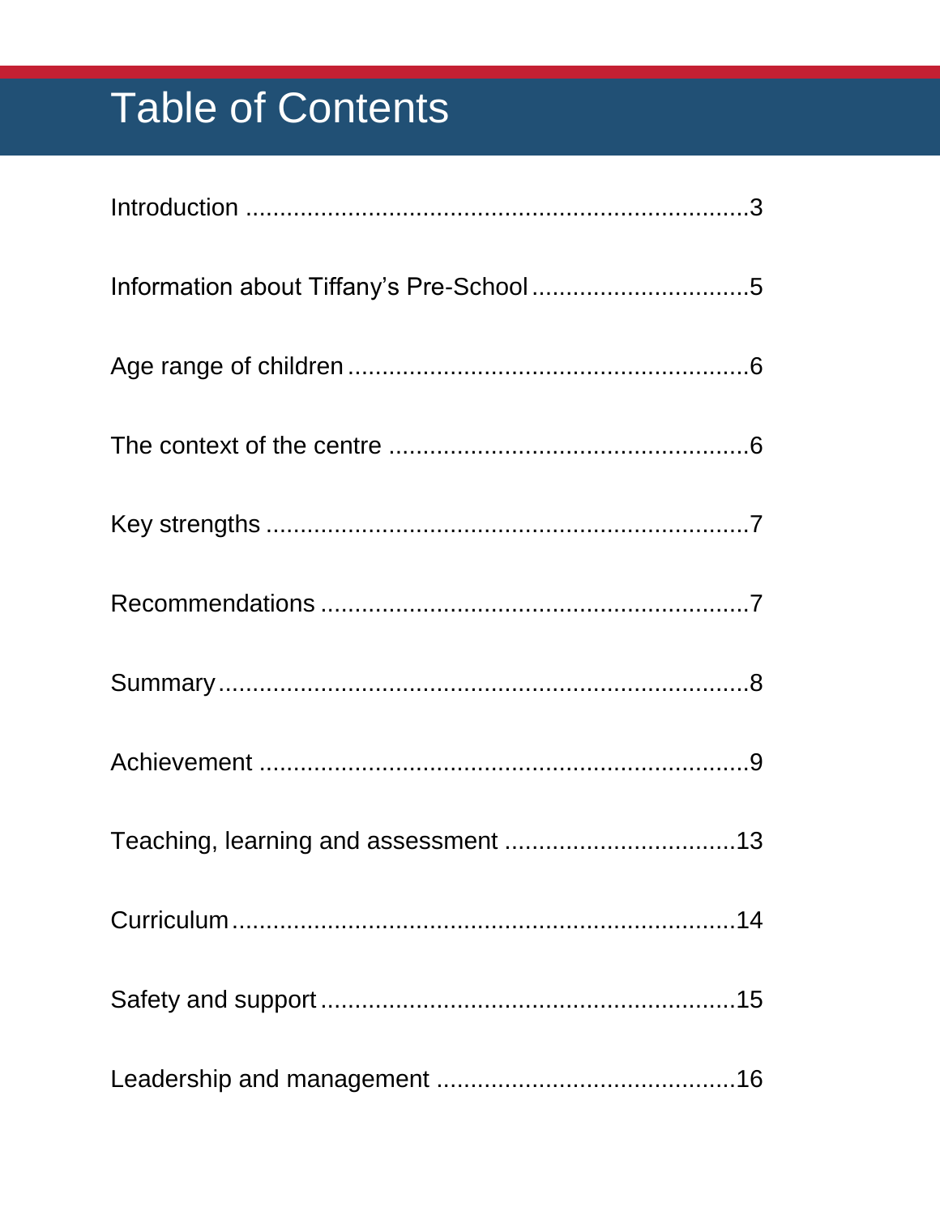# Table of Contents

Introduction ........................................................................3

Information about Tiffany's Pre-School ................................5

Age range of children ..........................................................6

The context of the centre ....................................................6

Key strengths ......................................................................7

Recommendations ...............................................................7

Summary..............................................................................8

Achievement ........................................................................9

Teaching, learning and assessment ..................................13

Curriculum..........................................................................14

Safety and support.............................................................15

Leadership and management ............................................16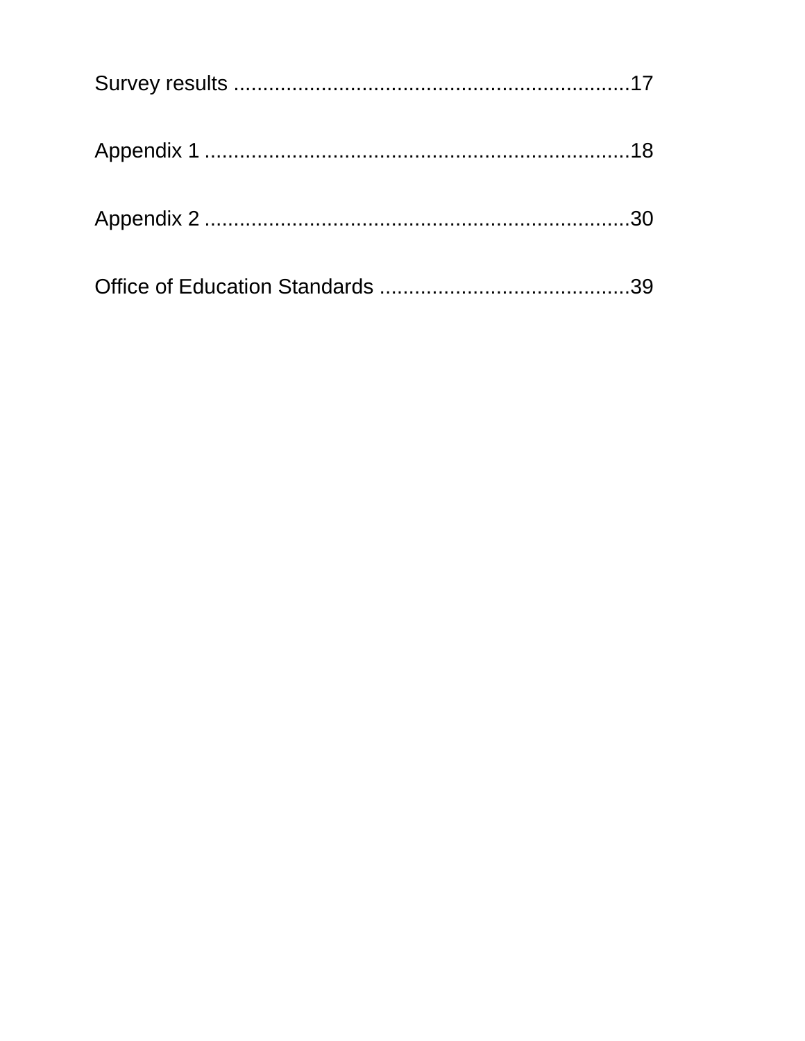Survey results ....................................................................17

Appendix 1 ..........................................................................18

Appendix 2 ..........................................................................30

Office of Education Standards ............................................39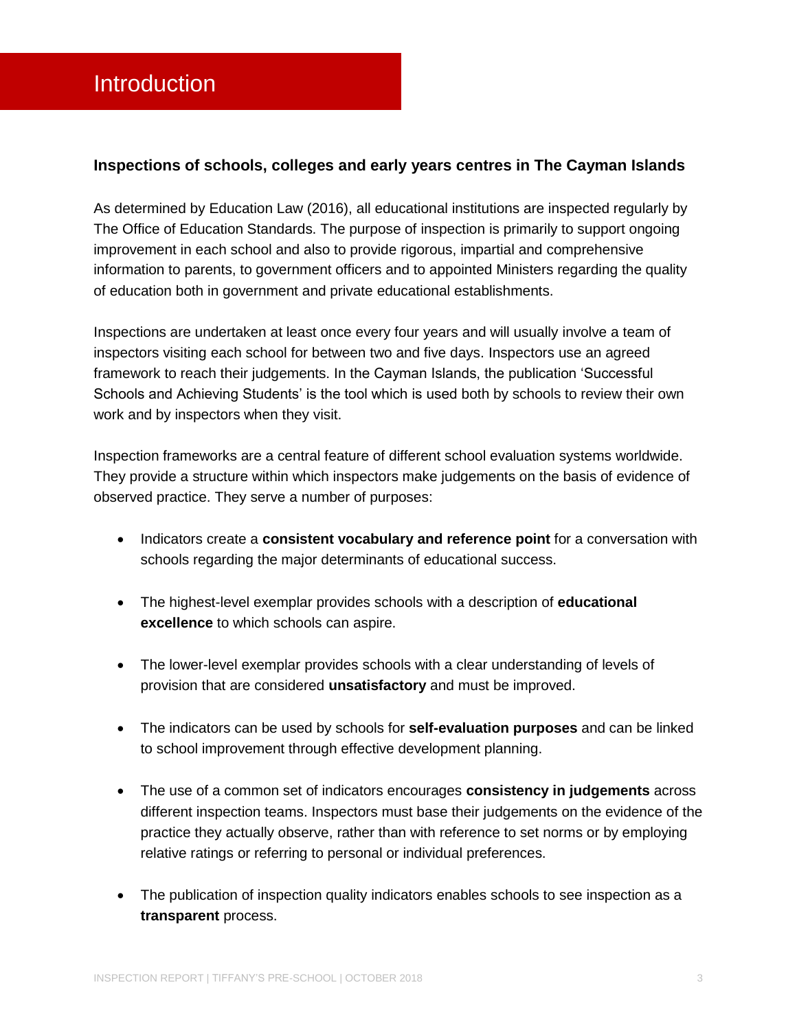# Introduction

### Inspections of schools, colleges and early years centres in The Cayman Islands

As determined by Education Law (2016), all educational institutions are inspected regularly by The Office of Education Standards. The purpose of inspection is primarily to support ongoing improvement in each school and also to provide rigorous, impartial and comprehensive information to parents, to government officers and to appointed Ministers regarding the quality of education both in government and private educational establishments.

Inspections are undertaken at least once every four years and will usually involve a team of inspectors visiting each school for between two and five days. Inspectors use an agreed framework to reach their judgements. In the Cayman Islands, the publication 'Successful Schools and Achieving Students' is the tool which is used both by schools to review their own work and by inspectors when they visit.

Inspection frameworks are a central feature of different school evaluation systems worldwide. They provide a structure within which inspectors make judgements on the basis of evidence of observed practice. They serve a number of purposes:

- Indicators create a **consistent vocabulary and reference point** for a conversation with schools regarding the major determinants of educational success.
- The highest-level exemplar provides schools with a description of **educational excellence** to which schools can aspire.
- The lower-level exemplar provides schools with a clear understanding of levels of provision that are considered **unsatisfactory** and must be improved.
- The indicators can be used by schools for **self-evaluation purposes** and can be linked to school improvement through effective development planning.
- The use of a common set of indicators encourages **consistency in judgements** across different inspection teams. Inspectors must base their judgements on the evidence of the practice they actually observe, rather than with reference to set norms or by employing relative ratings or referring to personal or individual preferences.
- The publication of inspection quality indicators enables schools to see inspection as a **transparent** process.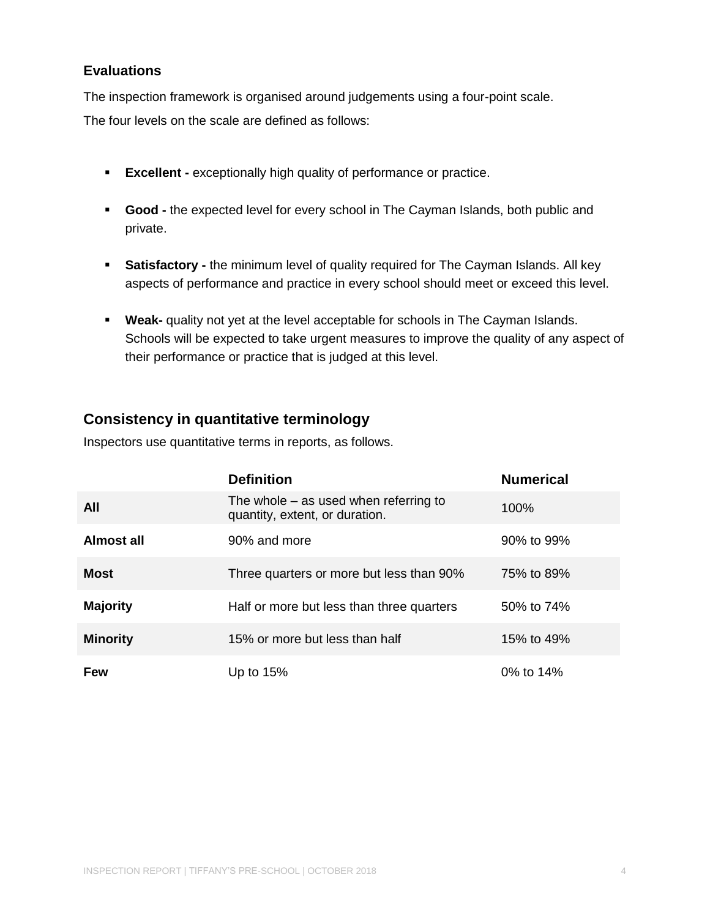### Evaluations

The inspection framework is organised around judgements using a four-point scale.

The four levels on the scale are defined as follows:

- **Excellent -** exceptionally high quality of performance or practice.
- **Good -** the expected level for every school in The Cayman Islands, both public and private.
- **Satisfactory -** the minimum level of quality required for The Cayman Islands. All key aspects of performance and practice in every school should meet or exceed this level.
- **Weak-** quality not yet at the level acceptable for schools in The Cayman Islands. Schools will be expected to take urgent measures to improve the quality of any aspect of their performance or practice that is judged at this level.

## Consistency in quantitative terminology

Inspectors use quantitative terms in reports, as follows.

| | Definition | Numerical |
|---|---|---|
| **All** | The whole – as used when referring to quantity, extent, or duration. | 100% |
| **Almost all** | 90% and more | 90% to 99% |
| **Most** | Three quarters or more but less than 90% | 75% to 89% |
| **Majority** | Half or more but less than three quarters | 50% to 74% |
| **Minority** | 15% or more but less than half | 15% to 49% |
| **Few** | Up to 15% | 0% to 14% |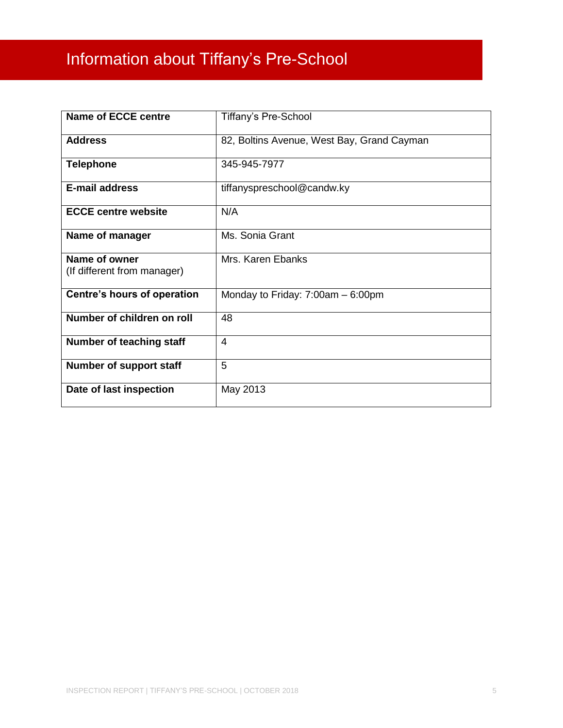# Information about Tiffany's Pre-School

| | |
|---|---|
| **Name of ECCE centre** | Tiffany's Pre-School |
| **Address** | 82, Boltins Avenue, West Bay, Grand Cayman |
| **Telephone** | 345-945-7977 |
| **E-mail address** | tiffanyspreschool@candw.ky |
| **ECCE centre website** | N/A |
| **Name of manager** | Ms. Sonia Grant |
| **Name of owner** (If different from manager) | Mrs. Karen Ebanks |
| **Centre's hours of operation** | Monday to Friday: 7:00am – 6:00pm |
| **Number of children on roll** | 48 |
| **Number of teaching staff** | 4 |
| **Number of support staff** | 5 |
| **Date of last inspection** | May 2013 |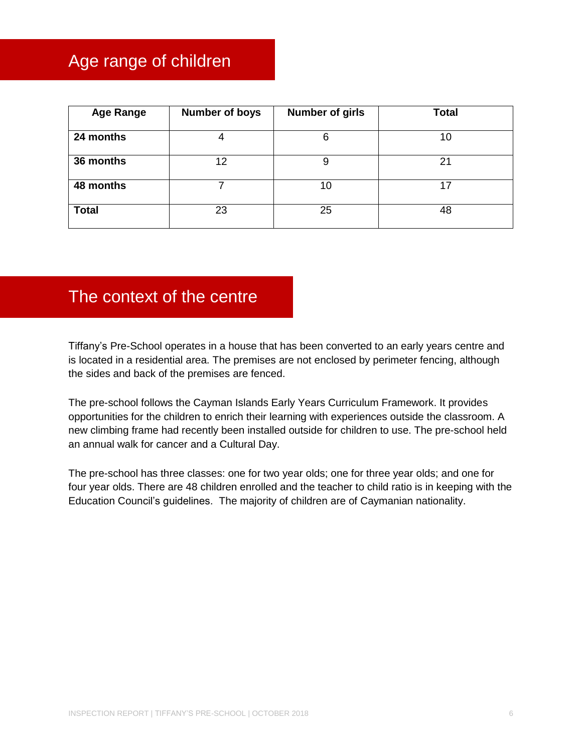## Age range of children

| Age Range | Number of boys | Number of girls | Total |
|---|---|---|---|
| **24 months** | 4 | 6 | 10 |
| **36 months** | 12 | 9 | 21 |
| **48 months** | 7 | 10 | 17 |
| **Total** | 23 | 25 | 48 |

## The context of the centre

Tiffany's Pre-School operates in a house that has been converted to an early years centre and is located in a residential area. The premises are not enclosed by perimeter fencing, although the sides and back of the premises are fenced.

The pre-school follows the Cayman Islands Early Years Curriculum Framework. It provides opportunities for the children to enrich their learning with experiences outside the classroom. A new climbing frame had recently been installed outside for children to use. The pre-school held an annual walk for cancer and a Cultural Day.

The pre-school has three classes: one for two year olds; one for three year olds; and one for four year olds. There are 48 children enrolled and the teacher to child ratio is in keeping with the Education Council's guidelines. The majority of children are of Caymanian nationality.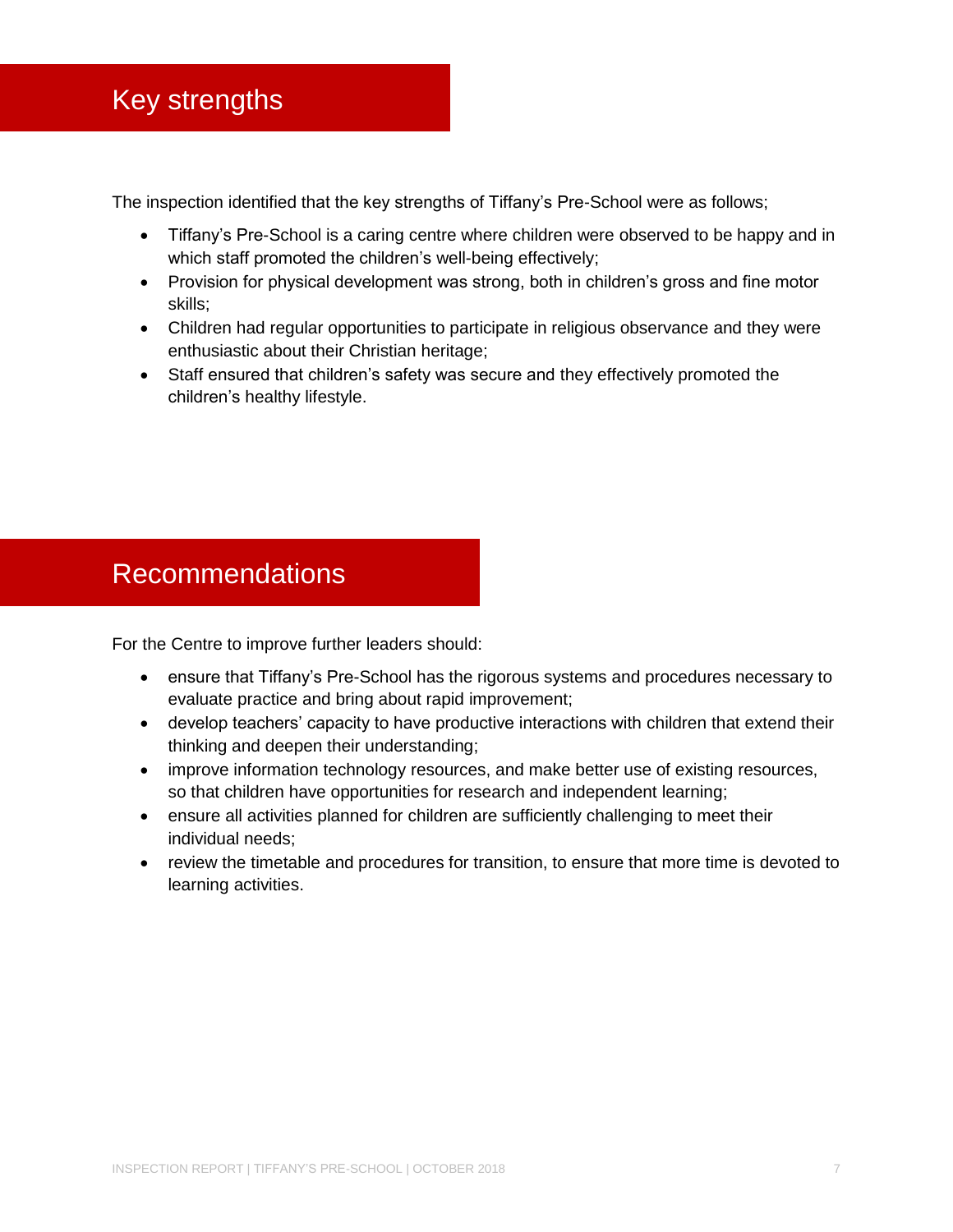# Key strengths

The inspection identified that the key strengths of Tiffany's Pre-School were as follows;

- Tiffany's Pre-School is a caring centre where children were observed to be happy and in which staff promoted the children's well-being effectively;
- Provision for physical development was strong, both in children's gross and fine motor skills;
- Children had regular opportunities to participate in religious observance and they were enthusiastic about their Christian heritage;
- Staff ensured that children's safety was secure and they effectively promoted the children's healthy lifestyle.

# Recommendations

For the Centre to improve further leaders should:

- ensure that Tiffany's Pre-School has the rigorous systems and procedures necessary to evaluate practice and bring about rapid improvement;
- develop teachers' capacity to have productive interactions with children that extend their thinking and deepen their understanding;
- improve information technology resources, and make better use of existing resources, so that children have opportunities for research and independent learning;
- ensure all activities planned for children are sufficiently challenging to meet their individual needs;
- review the timetable and procedures for transition, to ensure that more time is devoted to learning activities.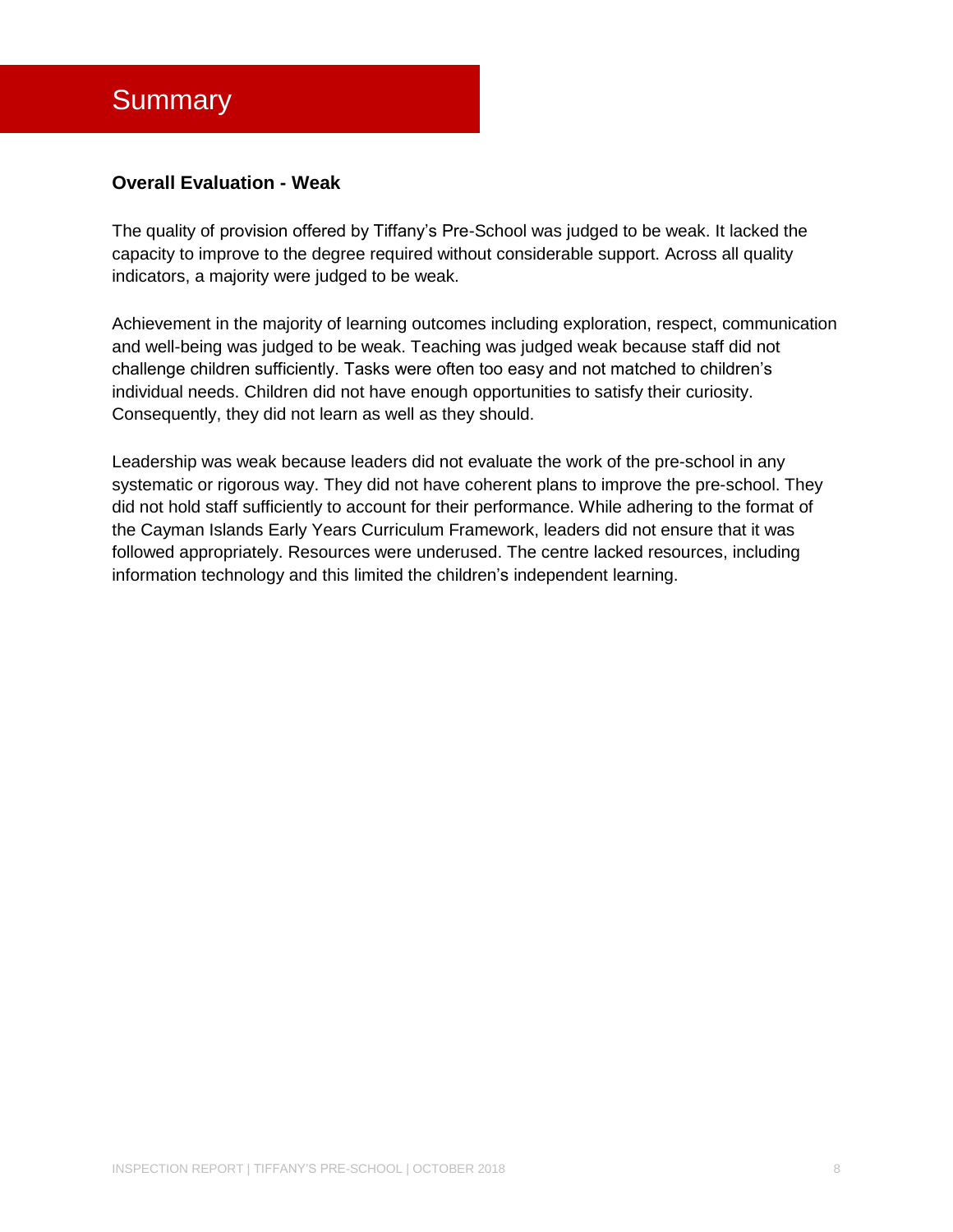# Summary

**Overall Evaluation - Weak**

The quality of provision offered by Tiffany's Pre-School was judged to be weak. It lacked the capacity to improve to the degree required without considerable support. Across all quality indicators, a majority were judged to be weak.

Achievement in the majority of learning outcomes including exploration, respect, communication and well-being was judged to be weak. Teaching was judged weak because staff did not challenge children sufficiently. Tasks were often too easy and not matched to children's individual needs. Children did not have enough opportunities to satisfy their curiosity. Consequently, they did not learn as well as they should.

Leadership was weak because leaders did not evaluate the work of the pre-school in any systematic or rigorous way. They did not have coherent plans to improve the pre-school. They did not hold staff sufficiently to account for their performance. While adhering to the format of the Cayman Islands Early Years Curriculum Framework, leaders did not ensure that it was followed appropriately. Resources were underused. The centre lacked resources, including information technology and this limited the children's independent learning.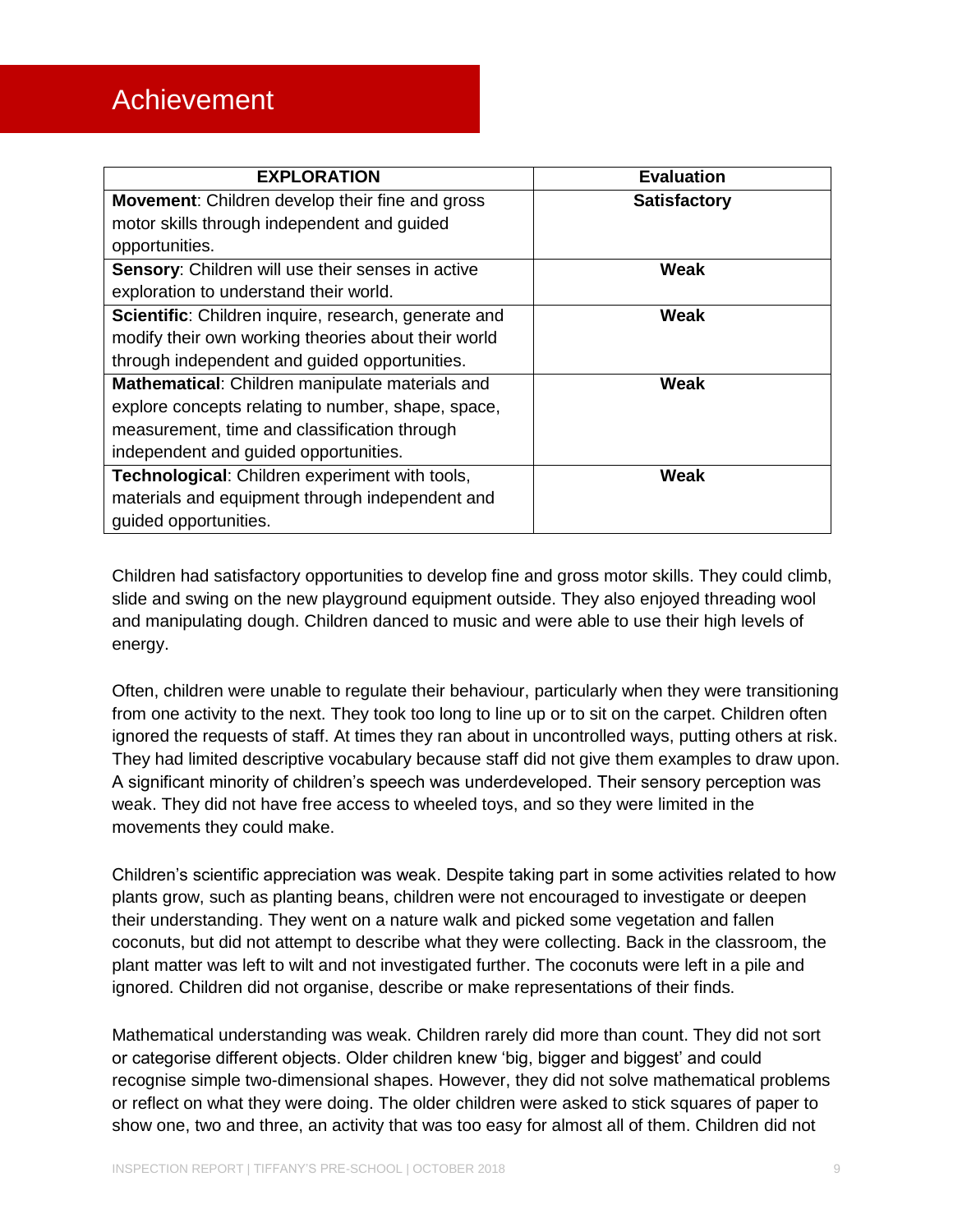# Achievement

| EXPLORATION | Evaluation |
|---|---|
| **Movement**: Children develop their fine and gross motor skills through independent and guided opportunities. | **Satisfactory** |
| **Sensory**: Children will use their senses in active exploration to understand their world. | **Weak** |
| **Scientific**: Children inquire, research, generate and modify their own working theories about their world through independent and guided opportunities. | **Weak** |
| **Mathematical**: Children manipulate materials and explore concepts relating to number, shape, space, measurement, time and classification through independent and guided opportunities. | **Weak** |
| **Technological**: Children experiment with tools, materials and equipment through independent and guided opportunities. | **Weak** |

Children had satisfactory opportunities to develop fine and gross motor skills. They could climb, slide and swing on the new playground equipment outside. They also enjoyed threading wool and manipulating dough. Children danced to music and were able to use their high levels of energy.

Often, children were unable to regulate their behaviour, particularly when they were transitioning from one activity to the next. They took too long to line up or to sit on the carpet. Children often ignored the requests of staff. At times they ran about in uncontrolled ways, putting others at risk. They had limited descriptive vocabulary because staff did not give them examples to draw upon. A significant minority of children's speech was underdeveloped. Their sensory perception was weak. They did not have free access to wheeled toys, and so they were limited in the movements they could make.

Children's scientific appreciation was weak. Despite taking part in some activities related to how plants grow, such as planting beans, children were not encouraged to investigate or deepen their understanding. They went on a nature walk and picked some vegetation and fallen coconuts, but did not attempt to describe what they were collecting. Back in the classroom, the plant matter was left to wilt and not investigated further. The coconuts were left in a pile and ignored. Children did not organise, describe or make representations of their finds.

Mathematical understanding was weak. Children rarely did more than count. They did not sort or categorise different objects. Older children knew 'big, bigger and biggest' and could recognise simple two-dimensional shapes. However, they did not solve mathematical problems or reflect on what they were doing. The older children were asked to stick squares of paper to show one, two and three, an activity that was too easy for almost all of them. Children did not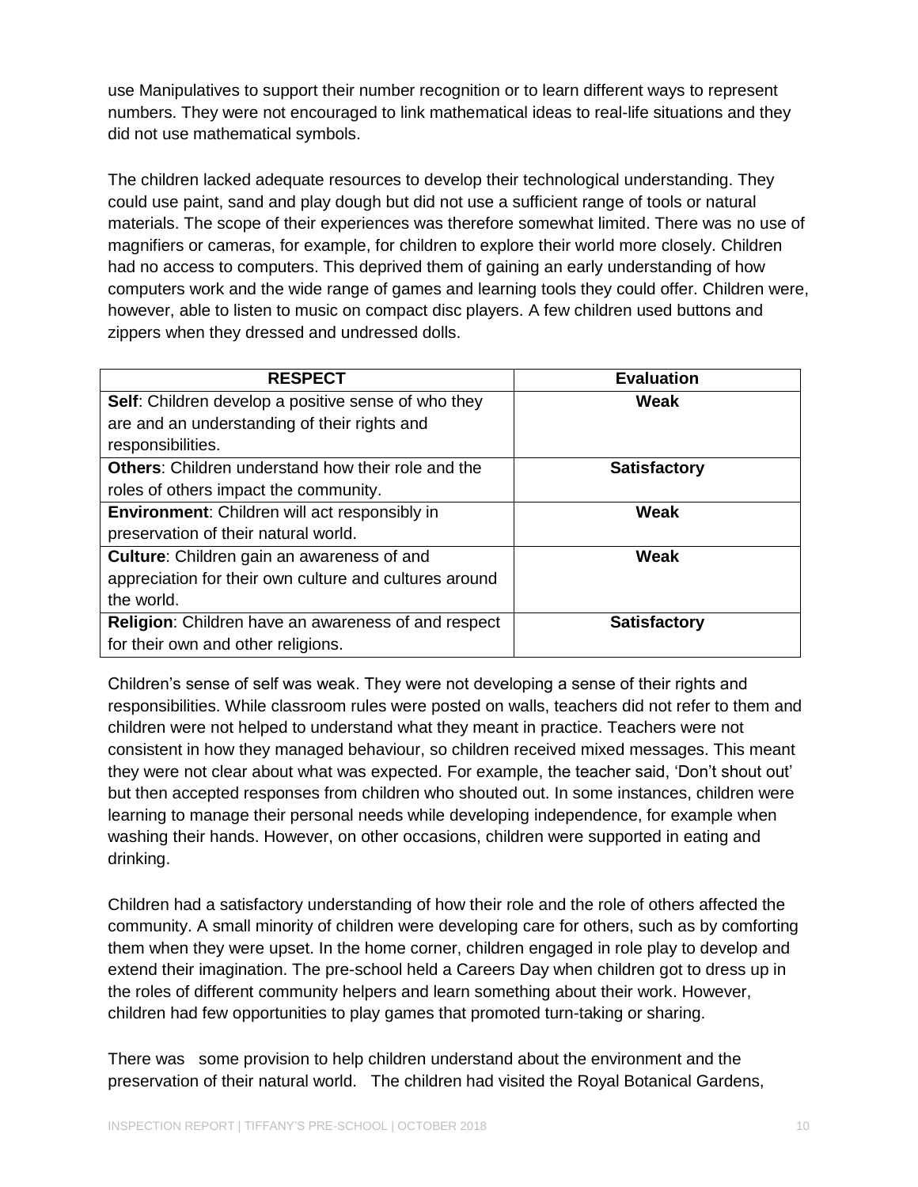use Manipulatives to support their number recognition or to learn different ways to represent numbers. They were not encouraged to link mathematical ideas to real-life situations and they did not use mathematical symbols.

The children lacked adequate resources to develop their technological understanding. They could use paint, sand and play dough but did not use a sufficient range of tools or natural materials. The scope of their experiences was therefore somewhat limited. There was no use of magnifiers or cameras, for example, for children to explore their world more closely. Children had no access to computers. This deprived them of gaining an early understanding of how computers work and the wide range of games and learning tools they could offer. Children were, however, able to listen to music on compact disc players. A few children used buttons and zippers when they dressed and undressed dolls.

| RESPECT | Evaluation |
| --- | --- |
| **Self**: Children develop a positive sense of who they are and an understanding of their rights and responsibilities. | **Weak** |
| **Others**: Children understand how their role and the roles of others impact the community. | **Satisfactory** |
| **Environment**: Children will act responsibly in preservation of their natural world. | **Weak** |
| **Culture**: Children gain an awareness of and appreciation for their own culture and cultures around the world. | **Weak** |
| **Religion**: Children have an awareness of and respect for their own and other religions. | **Satisfactory** |

Children's sense of self was weak. They were not developing a sense of their rights and responsibilities. While classroom rules were posted on walls, teachers did not refer to them and children were not helped to understand what they meant in practice. Teachers were not consistent in how they managed behaviour, so children received mixed messages. This meant they were not clear about what was expected. For example, the teacher said, 'Don't shout out' but then accepted responses from children who shouted out. In some instances, children were learning to manage their personal needs while developing independence, for example when washing their hands. However, on other occasions, children were supported in eating and drinking.

Children had a satisfactory understanding of how their role and the role of others affected the community. A small minority of children were developing care for others, such as by comforting them when they were upset. In the home corner, children engaged in role play to develop and extend their imagination. The pre-school held a Careers Day when children got to dress up in the roles of different community helpers and learn something about their work. However, children had few opportunities to play games that promoted turn-taking or sharing.

There was some provision to help children understand about the environment and the preservation of their natural world. The children had visited the Royal Botanical Gardens,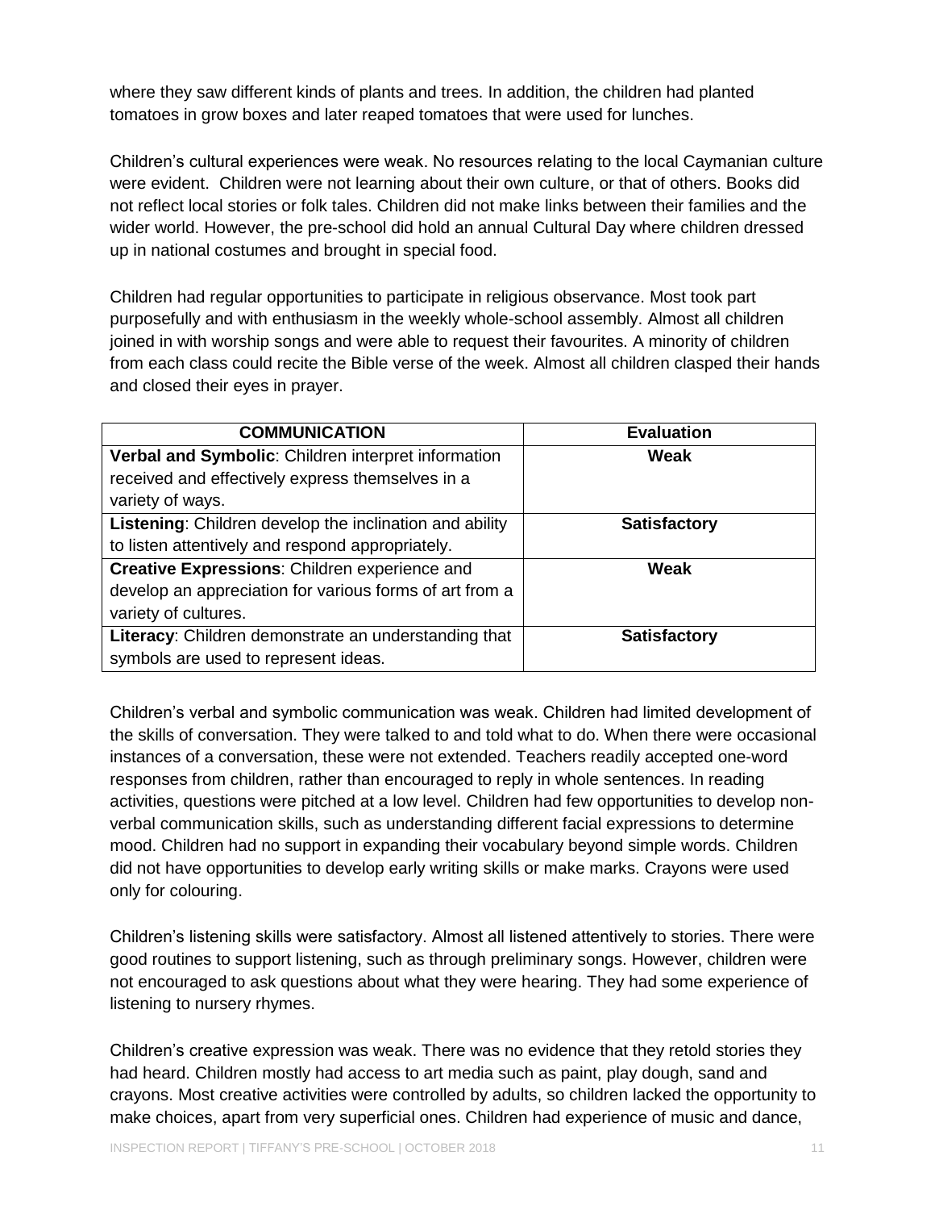where they saw different kinds of plants and trees. In addition, the children had planted tomatoes in grow boxes and later reaped tomatoes that were used for lunches.

Children's cultural experiences were weak. No resources relating to the local Caymanian culture were evident. Children were not learning about their own culture, or that of others. Books did not reflect local stories or folk tales. Children did not make links between their families and the wider world. However, the pre-school did hold an annual Cultural Day where children dressed up in national costumes and brought in special food.

Children had regular opportunities to participate in religious observance. Most took part purposefully and with enthusiasm in the weekly whole-school assembly. Almost all children joined in with worship songs and were able to request their favourites. A minority of children from each class could recite the Bible verse of the week. Almost all children clasped their hands and closed their eyes in prayer.

| COMMUNICATION | Evaluation |
|---|---|
| **Verbal and Symbolic**: Children interpret information received and effectively express themselves in a variety of ways. | **Weak** |
| **Listening**: Children develop the inclination and ability to listen attentively and respond appropriately. | **Satisfactory** |
| **Creative Expressions**: Children experience and develop an appreciation for various forms of art from a variety of cultures. | **Weak** |
| **Literacy**: Children demonstrate an understanding that symbols are used to represent ideas. | **Satisfactory** |

Children's verbal and symbolic communication was weak. Children had limited development of the skills of conversation. They were talked to and told what to do. When there were occasional instances of a conversation, these were not extended. Teachers readily accepted one-word responses from children, rather than encouraged to reply in whole sentences. In reading activities, questions were pitched at a low level. Children had few opportunities to develop non-verbal communication skills, such as understanding different facial expressions to determine mood. Children had no support in expanding their vocabulary beyond simple words. Children did not have opportunities to develop early writing skills or make marks. Crayons were used only for colouring.

Children's listening skills were satisfactory. Almost all listened attentively to stories. There were good routines to support listening, such as through preliminary songs. However, children were not encouraged to ask questions about what they were hearing. They had some experience of listening to nursery rhymes.

Children's creative expression was weak. There was no evidence that they retold stories they had heard. Children mostly had access to art media such as paint, play dough, sand and crayons. Most creative activities were controlled by adults, so children lacked the opportunity to make choices, apart from very superficial ones. Children had experience of music and dance,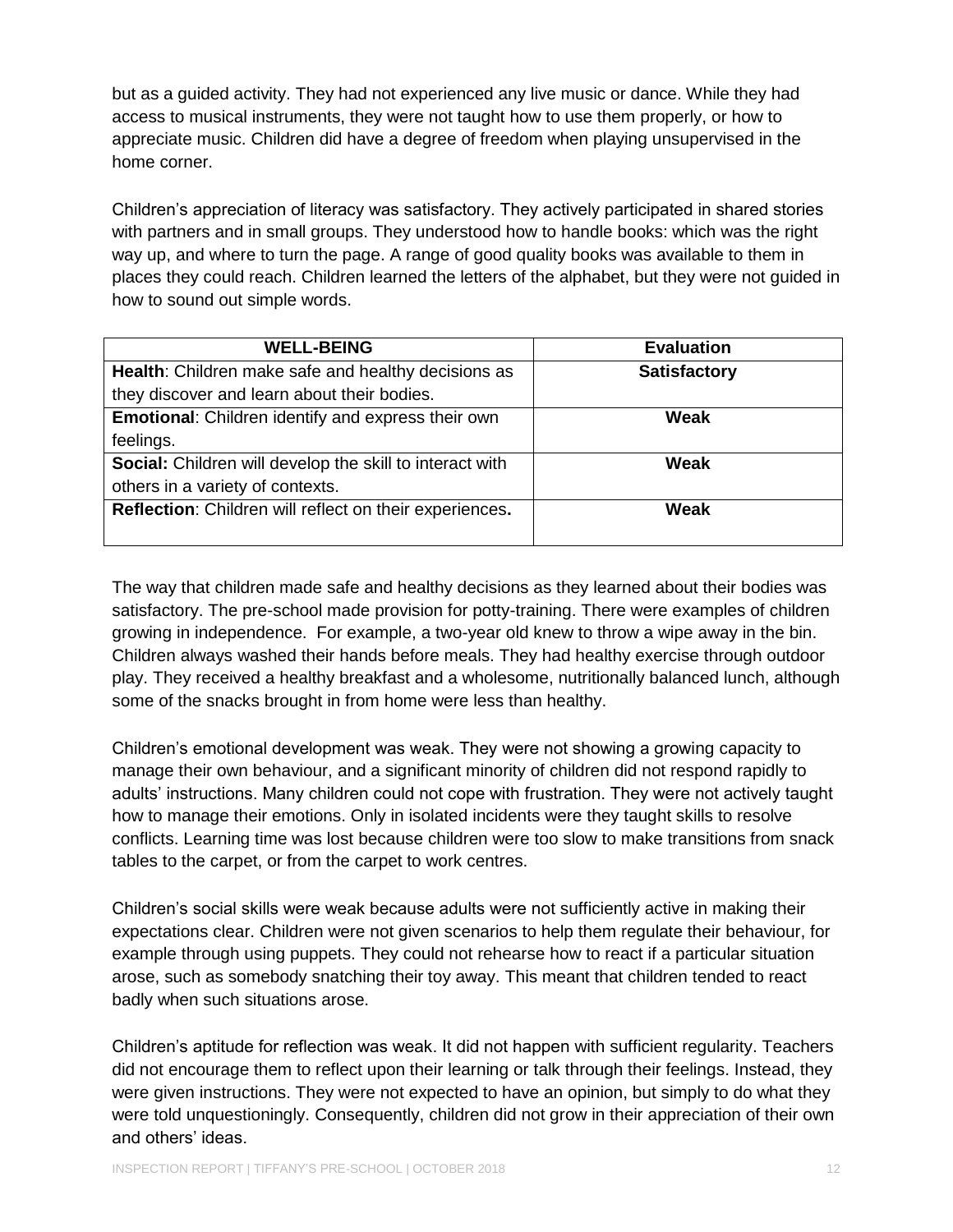but as a guided activity. They had not experienced any live music or dance. While they had access to musical instruments, they were not taught how to use them properly, or how to appreciate music. Children did have a degree of freedom when playing unsupervised in the home corner.

Children's appreciation of literacy was satisfactory. They actively participated in shared stories with partners and in small groups. They understood how to handle books: which was the right way up, and where to turn the page. A range of good quality books was available to them in places they could reach. Children learned the letters of the alphabet, but they were not guided in how to sound out simple words.

| WELL-BEING | Evaluation |
| --- | --- |
| **Health**: Children make safe and healthy decisions as they discover and learn about their bodies. | **Satisfactory** |
| **Emotional**: Children identify and express their own feelings. | **Weak** |
| **Social:** Children will develop the skill to interact with others in a variety of contexts. | **Weak** |
| **Reflection**: Children will reflect on their experiences**.** | **Weak** |

The way that children made safe and healthy decisions as they learned about their bodies was satisfactory. The pre-school made provision for potty-training. There were examples of children growing in independence. For example, a two-year old knew to throw a wipe away in the bin. Children always washed their hands before meals. They had healthy exercise through outdoor play. They received a healthy breakfast and a wholesome, nutritionally balanced lunch, although some of the snacks brought in from home were less than healthy.

Children's emotional development was weak. They were not showing a growing capacity to manage their own behaviour, and a significant minority of children did not respond rapidly to adults' instructions. Many children could not cope with frustration. They were not actively taught how to manage their emotions. Only in isolated incidents were they taught skills to resolve conflicts. Learning time was lost because children were too slow to make transitions from snack tables to the carpet, or from the carpet to work centres.

Children's social skills were weak because adults were not sufficiently active in making their expectations clear. Children were not given scenarios to help them regulate their behaviour, for example through using puppets. They could not rehearse how to react if a particular situation arose, such as somebody snatching their toy away. This meant that children tended to react badly when such situations arose.

Children's aptitude for reflection was weak. It did not happen with sufficient regularity. Teachers did not encourage them to reflect upon their learning or talk through their feelings. Instead, they were given instructions. They were not expected to have an opinion, but simply to do what they were told unquestioningly. Consequently, children did not grow in their appreciation of their own and others' ideas.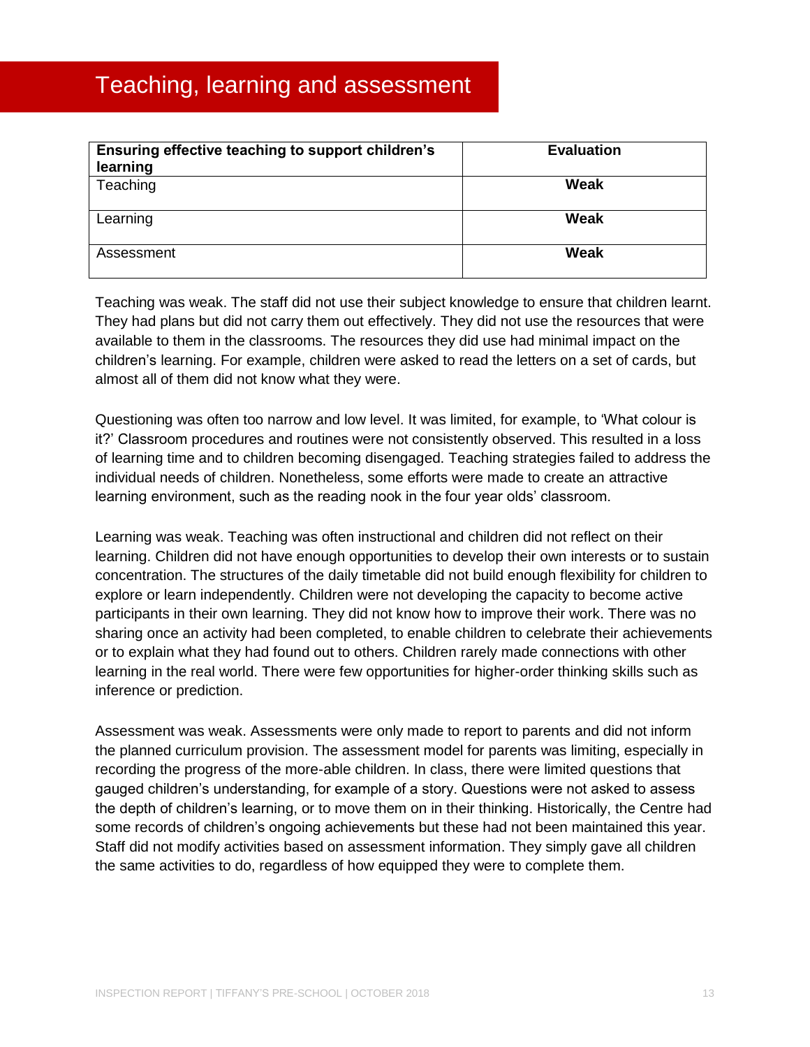# Teaching, learning and assessment

| Ensuring effective teaching to support children's learning | Evaluation |
|---|---|
| Teaching | **Weak** |
| Learning | **Weak** |
| Assessment | **Weak** |

Teaching was weak. The staff did not use their subject knowledge to ensure that children learnt. They had plans but did not carry them out effectively. They did not use the resources that were available to them in the classrooms. The resources they did use had minimal impact on the children's learning. For example, children were asked to read the letters on a set of cards, but almost all of them did not know what they were.

Questioning was often too narrow and low level. It was limited, for example, to 'What colour is it?' Classroom procedures and routines were not consistently observed. This resulted in a loss of learning time and to children becoming disengaged. Teaching strategies failed to address the individual needs of children. Nonetheless, some efforts were made to create an attractive learning environment, such as the reading nook in the four year olds' classroom.

Learning was weak. Teaching was often instructional and children did not reflect on their learning. Children did not have enough opportunities to develop their own interests or to sustain concentration. The structures of the daily timetable did not build enough flexibility for children to explore or learn independently. Children were not developing the capacity to become active participants in their own learning. They did not know how to improve their work. There was no sharing once an activity had been completed, to enable children to celebrate their achievements or to explain what they had found out to others. Children rarely made connections with other learning in the real world. There were few opportunities for higher-order thinking skills such as inference or prediction.

Assessment was weak. Assessments were only made to report to parents and did not inform the planned curriculum provision. The assessment model for parents was limiting, especially in recording the progress of the more-able children. In class, there were limited questions that gauged children's understanding, for example of a story. Questions were not asked to assess the depth of children's learning, or to move them on in their thinking. Historically, the Centre had some records of children's ongoing achievements but these had not been maintained this year. Staff did not modify activities based on assessment information. They simply gave all children the same activities to do, regardless of how equipped they were to complete them.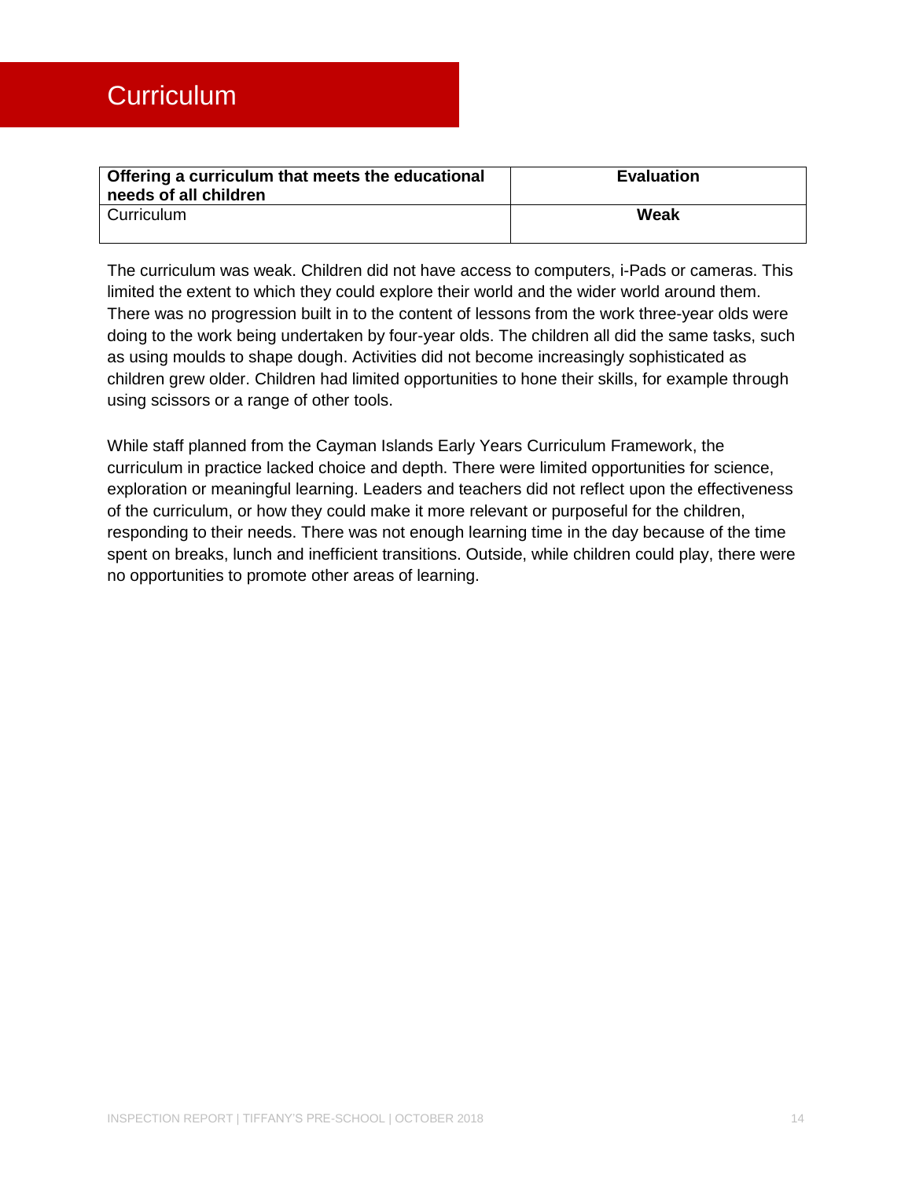# Curriculum

| **Offering a curriculum that meets the educational needs of all children** | **Evaluation** |
|---|---|
| Curriculum | **Weak** |

The curriculum was weak. Children did not have access to computers, i-Pads or cameras. This limited the extent to which they could explore their world and the wider world around them. There was no progression built in to the content of lessons from the work three-year olds were doing to the work being undertaken by four-year olds. The children all did the same tasks, such as using moulds to shape dough. Activities did not become increasingly sophisticated as children grew older. Children had limited opportunities to hone their skills, for example through using scissors or a range of other tools.

While staff planned from the Cayman Islands Early Years Curriculum Framework, the curriculum in practice lacked choice and depth. There were limited opportunities for science, exploration or meaningful learning. Leaders and teachers did not reflect upon the effectiveness of the curriculum, or how they could make it more relevant or purposeful for the children, responding to their needs. There was not enough learning time in the day because of the time spent on breaks, lunch and inefficient transitions. Outside, while children could play, there were no opportunities to promote other areas of learning.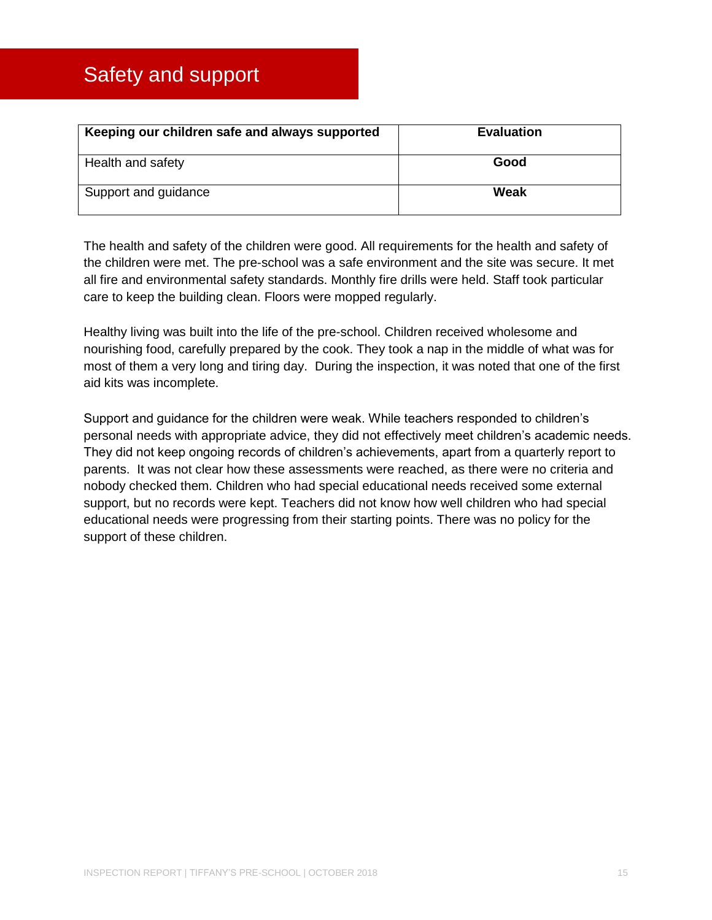# Safety and support

| Keeping our children safe and always supported | Evaluation |
|---|---|
| Health and safety | **Good** |
| Support and guidance | **Weak** |

The health and safety of the children were good. All requirements for the health and safety of the children were met. The pre-school was a safe environment and the site was secure. It met all fire and environmental safety standards. Monthly fire drills were held. Staff took particular care to keep the building clean. Floors were mopped regularly.

Healthy living was built into the life of the pre-school. Children received wholesome and nourishing food, carefully prepared by the cook. They took a nap in the middle of what was for most of them a very long and tiring day. During the inspection, it was noted that one of the first aid kits was incomplete.

Support and guidance for the children were weak. While teachers responded to children's personal needs with appropriate advice, they did not effectively meet children's academic needs. They did not keep ongoing records of children's achievements, apart from a quarterly report to parents. It was not clear how these assessments were reached, as there were no criteria and nobody checked them. Children who had special educational needs received some external support, but no records were kept. Teachers did not know how well children who had special educational needs were progressing from their starting points. There was no policy for the support of these children.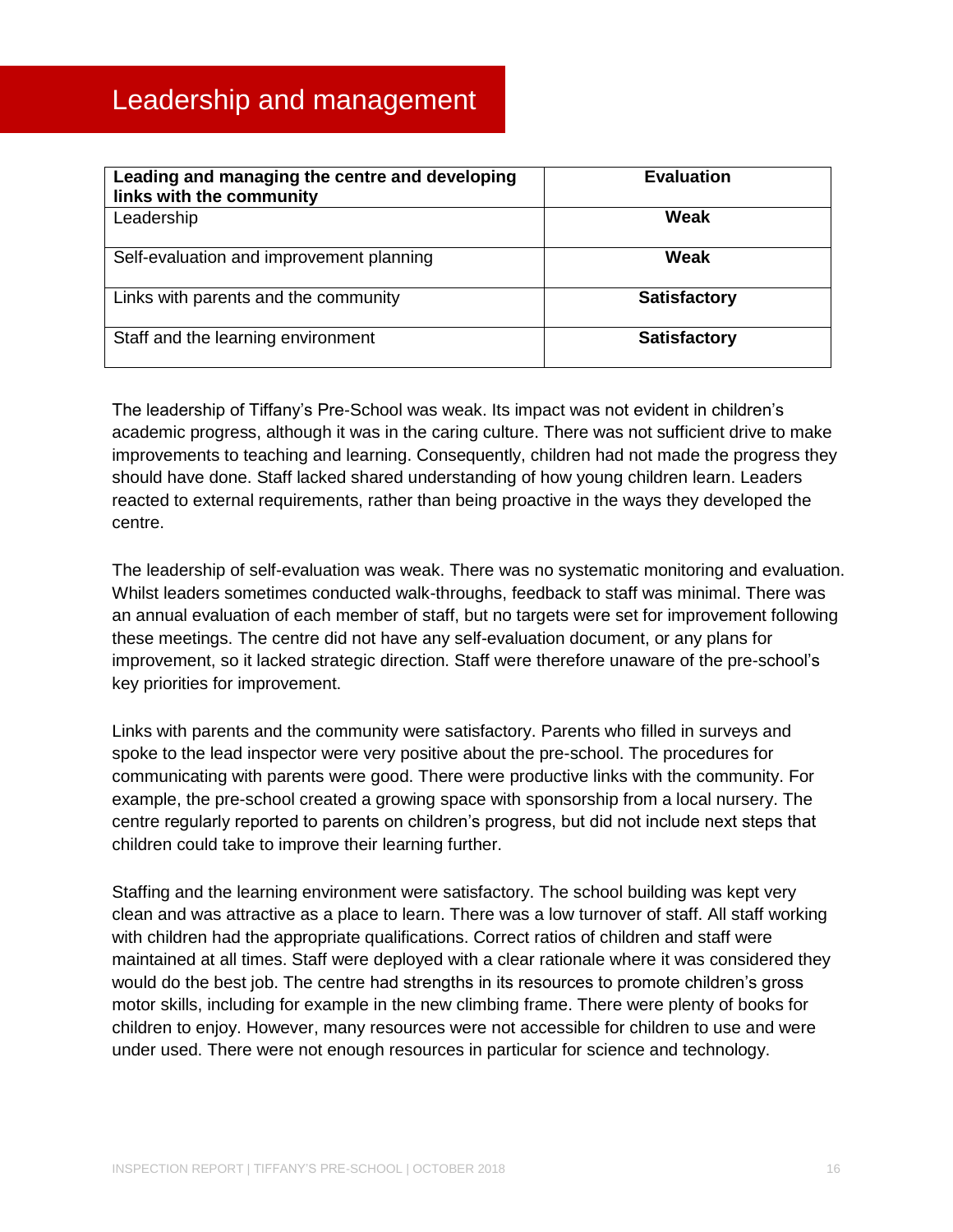# Leadership and management

| **Leading and managing the centre and developing links with the community** | **Evaluation** |
|---|---|
| Leadership | **Weak** |
| Self-evaluation and improvement planning | **Weak** |
| Links with parents and the community | **Satisfactory** |
| Staff and the learning environment | **Satisfactory** |

The leadership of Tiffany's Pre-School was weak. Its impact was not evident in children's academic progress, although it was in the caring culture. There was not sufficient drive to make improvements to teaching and learning. Consequently, children had not made the progress they should have done. Staff lacked shared understanding of how young children learn. Leaders reacted to external requirements, rather than being proactive in the ways they developed the centre.

The leadership of self-evaluation was weak. There was no systematic monitoring and evaluation. Whilst leaders sometimes conducted walk-throughs, feedback to staff was minimal. There was an annual evaluation of each member of staff, but no targets were set for improvement following these meetings. The centre did not have any self-evaluation document, or any plans for improvement, so it lacked strategic direction. Staff were therefore unaware of the pre-school's key priorities for improvement.

Links with parents and the community were satisfactory. Parents who filled in surveys and spoke to the lead inspector were very positive about the pre-school. The procedures for communicating with parents were good. There were productive links with the community. For example, the pre-school created a growing space with sponsorship from a local nursery. The centre regularly reported to parents on children's progress, but did not include next steps that children could take to improve their learning further.

Staffing and the learning environment were satisfactory. The school building was kept very clean and was attractive as a place to learn. There was a low turnover of staff. All staff working with children had the appropriate qualifications. Correct ratios of children and staff were maintained at all times. Staff were deployed with a clear rationale where it was considered they would do the best job. The centre had strengths in its resources to promote children's gross motor skills, including for example in the new climbing frame. There were plenty of books for children to enjoy. However, many resources were not accessible for children to use and were under used. There were not enough resources in particular for science and technology.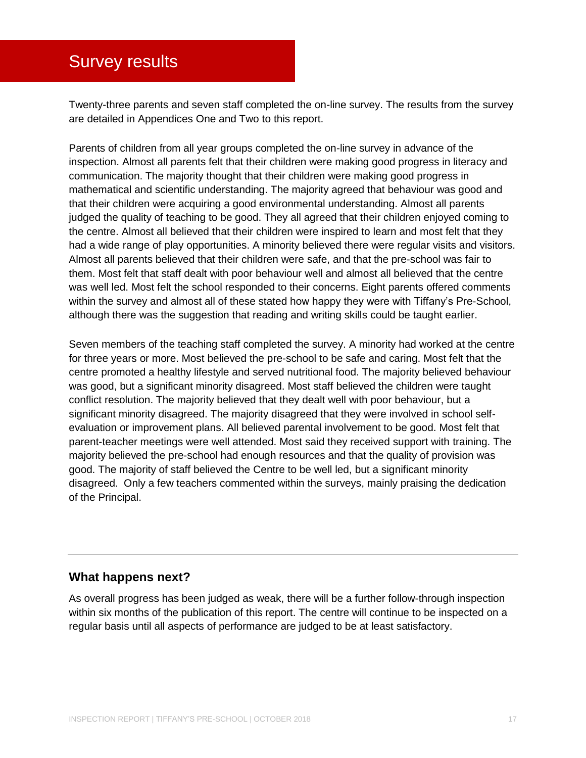# Survey results

Twenty-three parents and seven staff completed the on-line survey. The results from the survey are detailed in Appendices One and Two to this report.

Parents of children from all year groups completed the on-line survey in advance of the inspection. Almost all parents felt that their children were making good progress in literacy and communication. The majority thought that their children were making good progress in mathematical and scientific understanding. The majority agreed that behaviour was good and that their children were acquiring a good environmental understanding. Almost all parents judged the quality of teaching to be good. They all agreed that their children enjoyed coming to the centre. Almost all believed that their children were inspired to learn and most felt that they had a wide range of play opportunities. A minority believed there were regular visits and visitors. Almost all parents believed that their children were safe, and that the pre-school was fair to them. Most felt that staff dealt with poor behaviour well and almost all believed that the centre was well led. Most felt the school responded to their concerns. Eight parents offered comments within the survey and almost all of these stated how happy they were with Tiffany's Pre-School, although there was the suggestion that reading and writing skills could be taught earlier.

Seven members of the teaching staff completed the survey. A minority had worked at the centre for three years or more. Most believed the pre-school to be safe and caring. Most felt that the centre promoted a healthy lifestyle and served nutritional food. The majority believed behaviour was good, but a significant minority disagreed. Most staff believed the children were taught conflict resolution. The majority believed that they dealt well with poor behaviour, but a significant minority disagreed. The majority disagreed that they were involved in school self-evaluation or improvement plans. All believed parental involvement to be good. Most felt that parent-teacher meetings were well attended. Most said they received support with training. The majority believed the pre-school had enough resources and that the quality of provision was good. The majority of staff believed the Centre to be well led, but a significant minority disagreed. Only a few teachers commented within the surveys, mainly praising the dedication of the Principal.

---

### What happens next?

As overall progress has been judged as weak, there will be a further follow-through inspection within six months of the publication of this report. The centre will continue to be inspected on a regular basis until all aspects of performance are judged to be at least satisfactory.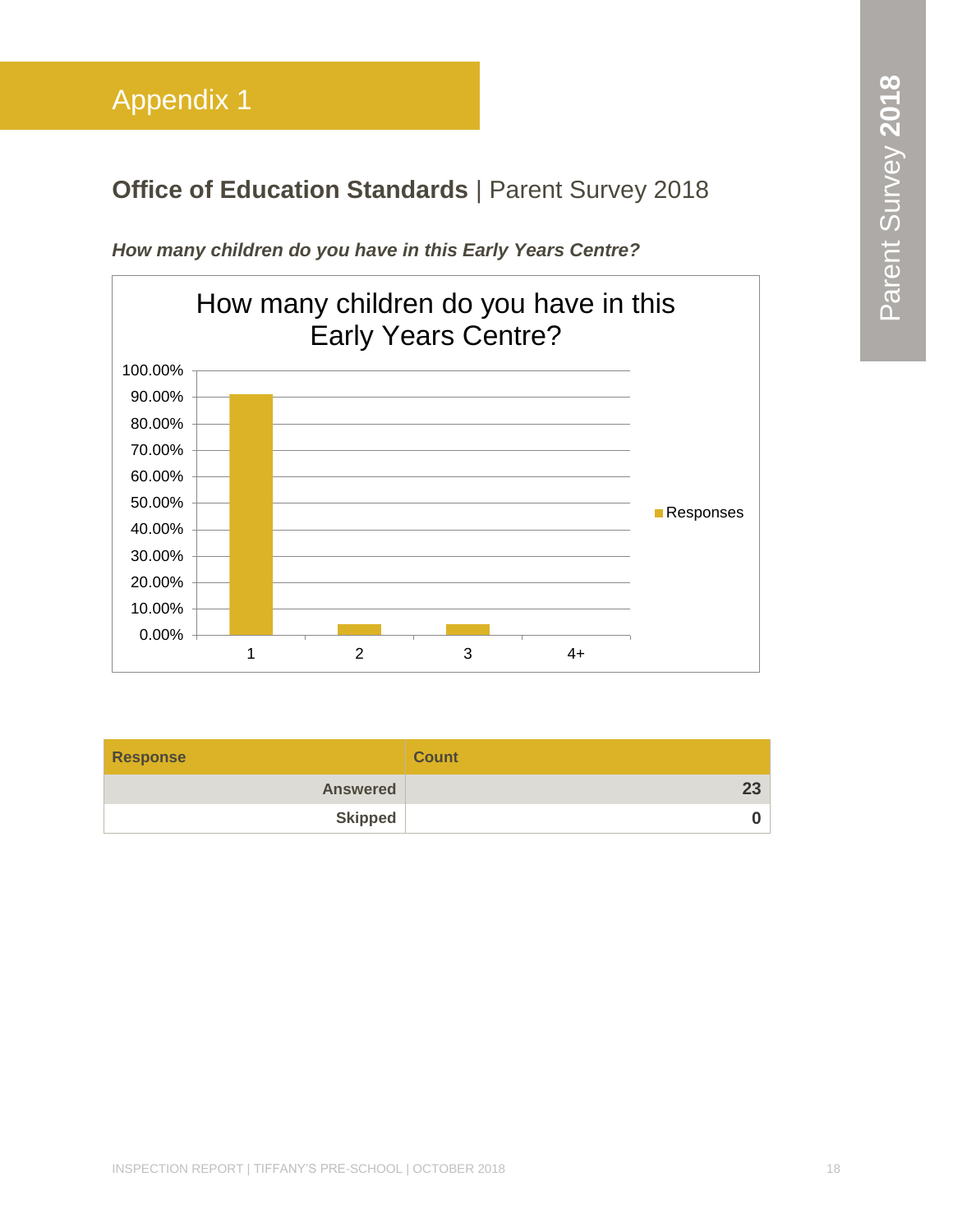# Appendix 1

## **Office of Education Standards** | Parent Survey 2018

***How many children do you have in this Early Years Centre?***

How many children do you have in this Early Years Centre?

| Response | Count |
|---|---|
| **Answered** | **23** |
| **Skipped** | **0** |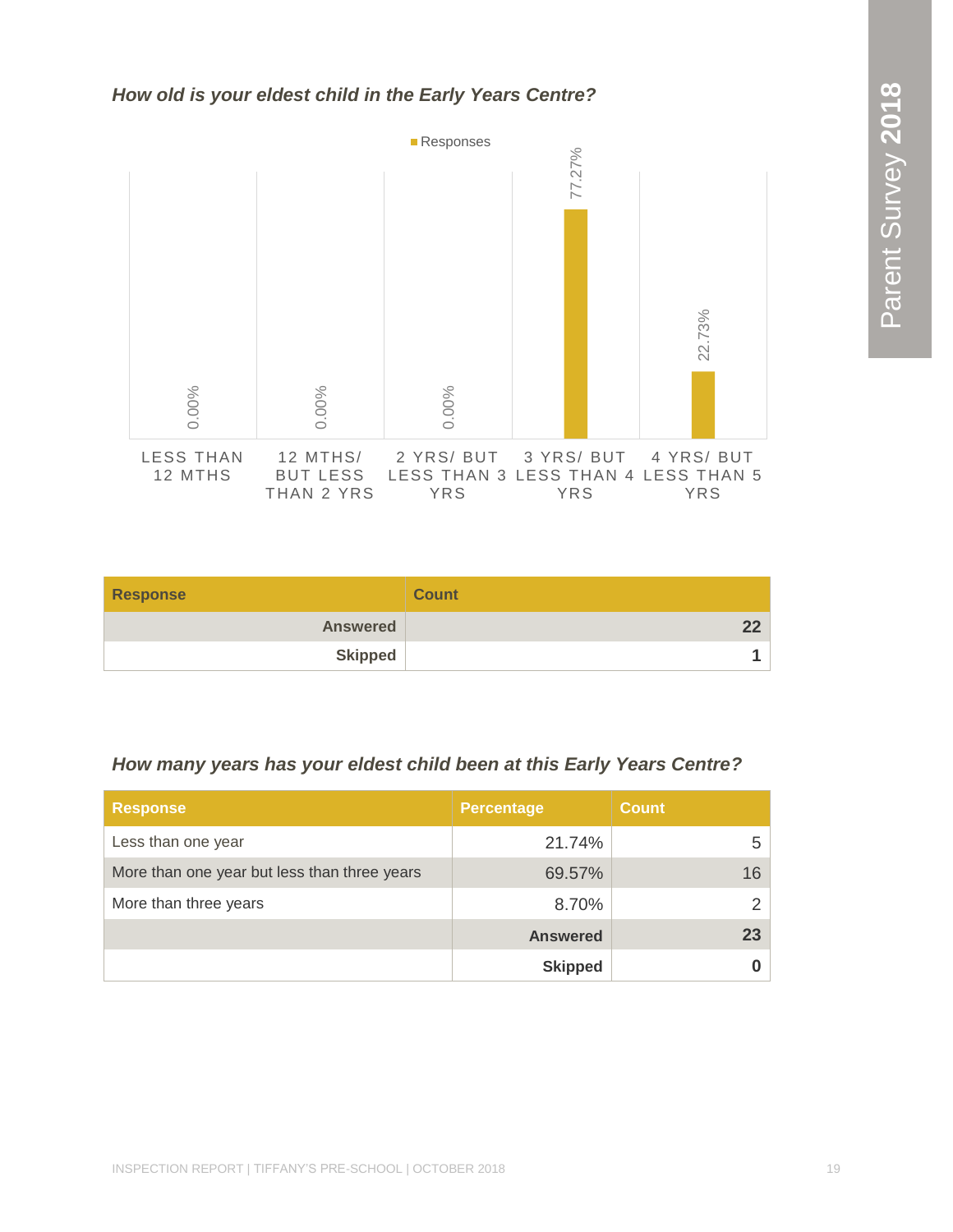### *How old is your eldest child in the Early Years Centre?*

| Response | Responses |
|---|---|
| LESS THAN 12 MTHS | 0.00% |
| 12 MTHS/ BUT LESS THAN 2 YRS | 0.00% |
| 2 YRS/ BUT LESS THAN 3 YRS | 0.00% |
| 3 YRS/ BUT LESS THAN 4 YRS | 77.27% |
| 4 YRS/ BUT LESS THAN 5 YRS | 22.73% |

| Response | Count |
|---|---|
| Answered | 22 |
| Skipped | 1 |

### *How many years has your eldest child been at this Early Years Centre?*

| Response | Percentage | Count |
|---|---|---|
| Less than one year | 21.74% | 5 |
| More than one year but less than three years | 69.57% | 16 |
| More than three years | 8.70% | 2 |
| | **Answered** | **23** |
| | **Skipped** | **0** |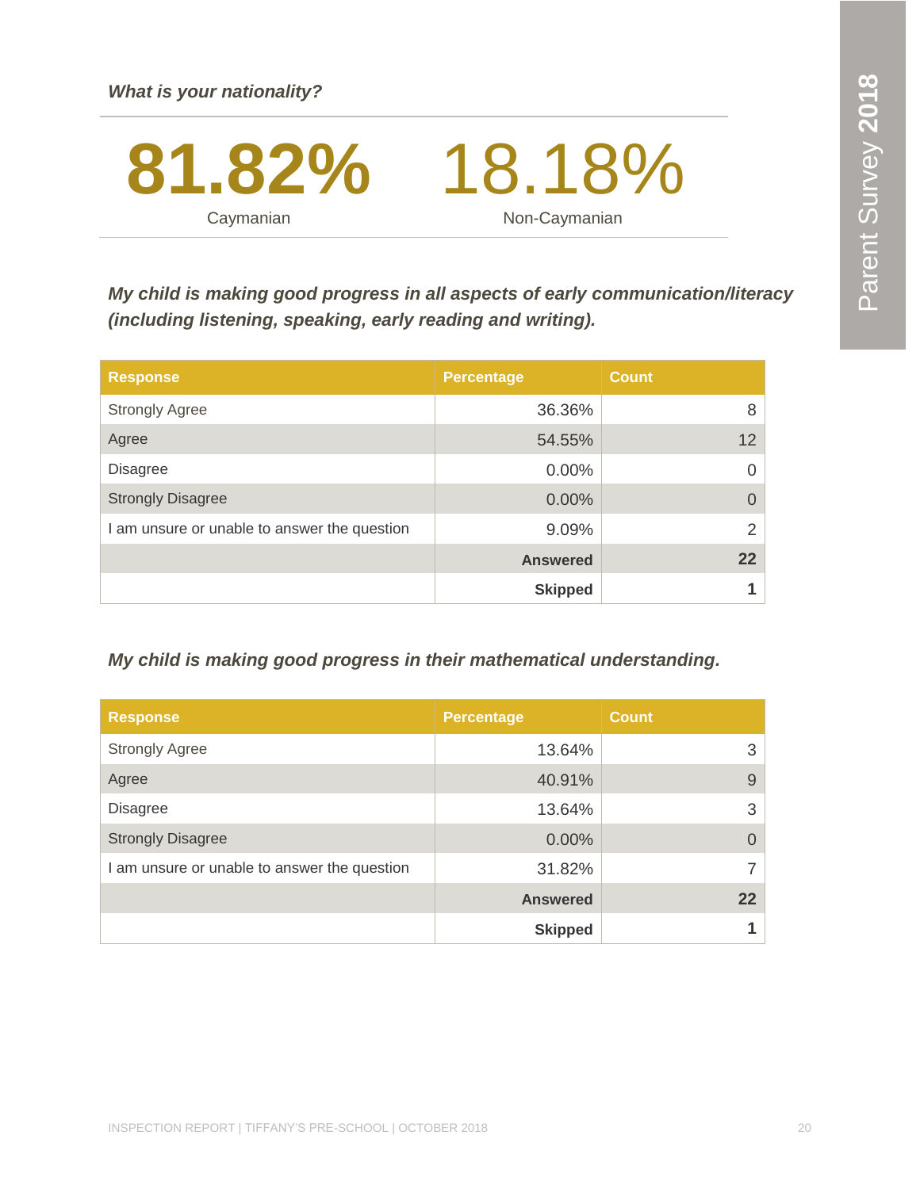***What is your nationality?***

| 81.82% | 18.18% |
|---|---|
| Caymanian | Non-Caymanian |

***My child is making good progress in all aspects of early communication/literacy (including listening, speaking, early reading and writing).***

| Response | Percentage | Count |
|---|---|---|
| Strongly Agree | 36.36% | 8 |
| Agree | 54.55% | 12 |
| Disagree | 0.00% | 0 |
| Strongly Disagree | 0.00% | 0 |
| I am unsure or unable to answer the question | 9.09% | 2 |
| | **Answered** | **22** |
| | **Skipped** | **1** |

***My child is making good progress in their mathematical understanding.***

| Response | Percentage | Count |
|---|---|---|
| Strongly Agree | 13.64% | 3 |
| Agree | 40.91% | 9 |
| Disagree | 13.64% | 3 |
| Strongly Disagree | 0.00% | 0 |
| I am unsure or unable to answer the question | 31.82% | 7 |
| | **Answered** | **22** |
| | **Skipped** | **1** |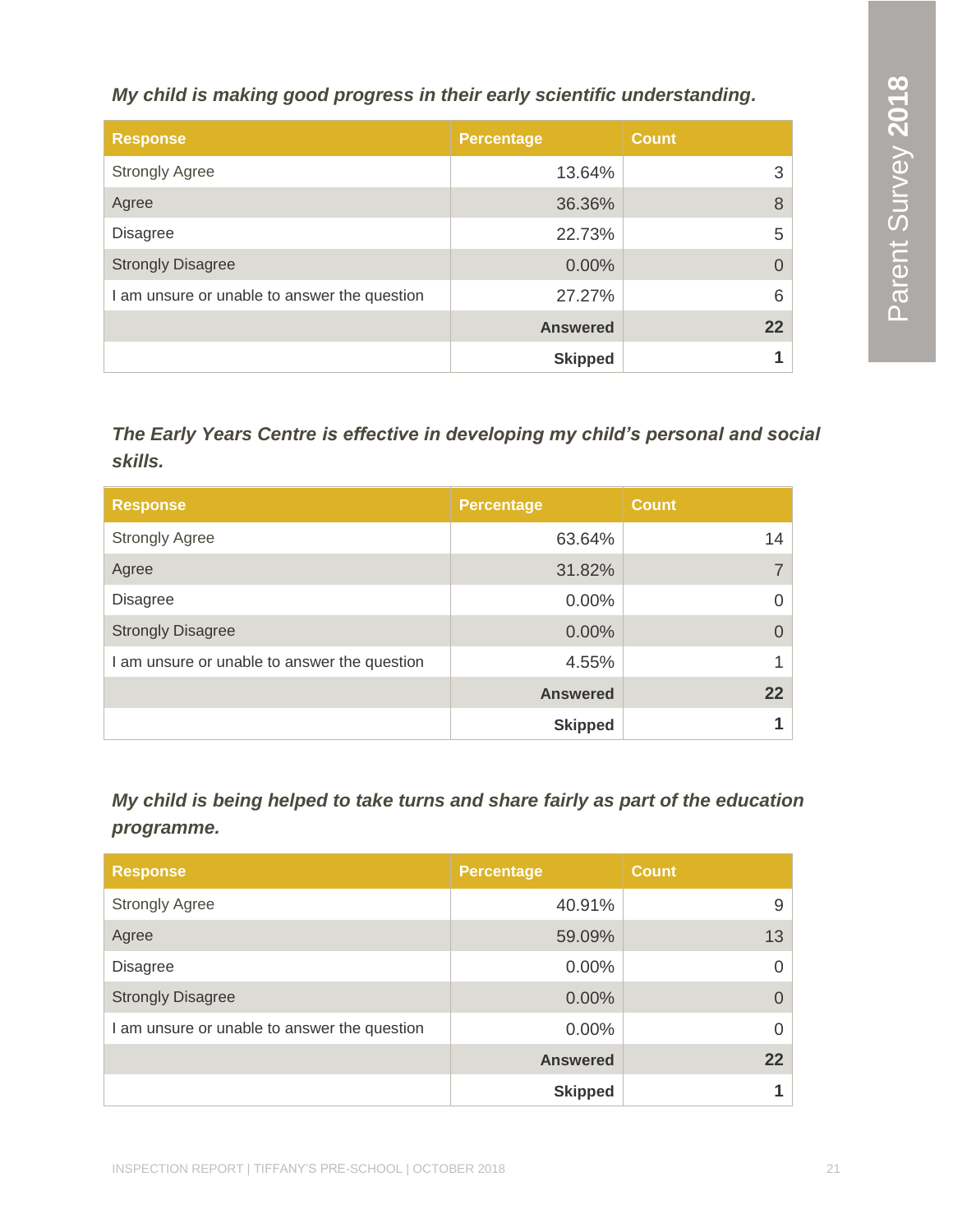*My child is making good progress in their early scientific understanding.*

| Response | Percentage | Count |
|---|---|---|
| Strongly Agree | 13.64% | 3 |
| Agree | 36.36% | 8 |
| Disagree | 22.73% | 5 |
| Strongly Disagree | 0.00% | 0 |
| I am unsure or unable to answer the question | 27.27% | 6 |
| | **Answered** | **22** |
| | **Skipped** | **1** |

*The Early Years Centre is effective in developing my child's personal and social skills.*

| Response | Percentage | Count |
|---|---|---|
| Strongly Agree | 63.64% | 14 |
| Agree | 31.82% | 7 |
| Disagree | 0.00% | 0 |
| Strongly Disagree | 0.00% | 0 |
| I am unsure or unable to answer the question | 4.55% | 1 |
| | **Answered** | **22** |
| | **Skipped** | **1** |

*My child is being helped to take turns and share fairly as part of the education programme.*

| Response | Percentage | Count |
|---|---|---|
| Strongly Agree | 40.91% | 9 |
| Agree | 59.09% | 13 |
| Disagree | 0.00% | 0 |
| Strongly Disagree | 0.00% | 0 |
| I am unsure or unable to answer the question | 0.00% | 0 |
| | **Answered** | **22** |
| | **Skipped** | **1** |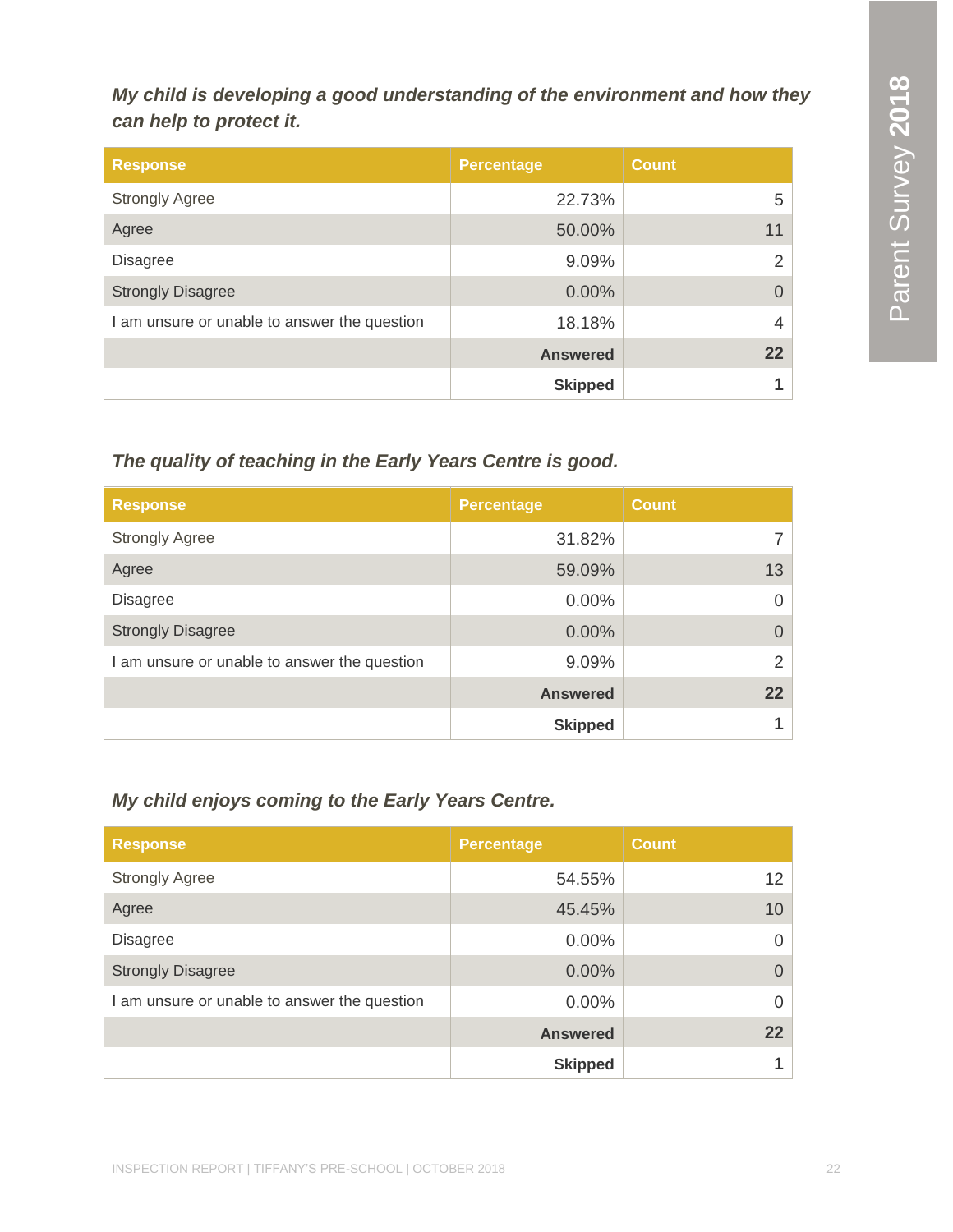***My child is developing a good understanding of the environment and how they can help to protect it.***

| Response | Percentage | Count |
|---|---|---|
| Strongly Agree | 22.73% | 5 |
| Agree | 50.00% | 11 |
| Disagree | 9.09% | 2 |
| Strongly Disagree | 0.00% | 0 |
| I am unsure or unable to answer the question | 18.18% | 4 |
| | **Answered** | **22** |
| | **Skipped** | **1** |

***The quality of teaching in the Early Years Centre is good.***

| Response | Percentage | Count |
|---|---|---|
| Strongly Agree | 31.82% | 7 |
| Agree | 59.09% | 13 |
| Disagree | 0.00% | 0 |
| Strongly Disagree | 0.00% | 0 |
| I am unsure or unable to answer the question | 9.09% | 2 |
| | **Answered** | **22** |
| | **Skipped** | **1** |

***My child enjoys coming to the Early Years Centre.***

| Response | Percentage | Count |
|---|---|---|
| Strongly Agree | 54.55% | 12 |
| Agree | 45.45% | 10 |
| Disagree | 0.00% | 0 |
| Strongly Disagree | 0.00% | 0 |
| I am unsure or unable to answer the question | 0.00% | 0 |
| | **Answered** | **22** |
| | **Skipped** | **1** |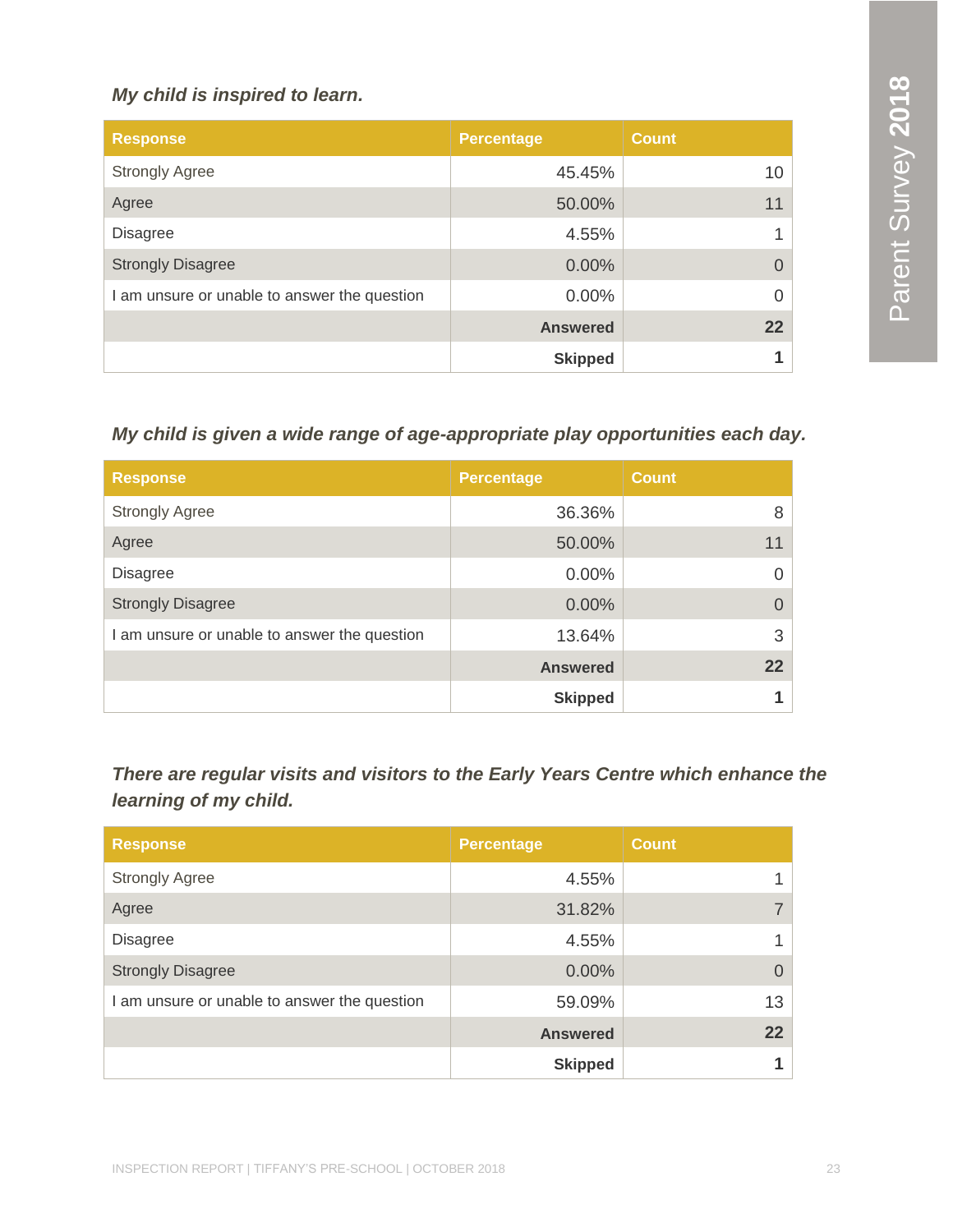***My child is inspired to learn.***

| Response | Percentage | Count |
|---|---|---|
| Strongly Agree | 45.45% | 10 |
| Agree | 50.00% | 11 |
| Disagree | 4.55% | 1 |
| Strongly Disagree | 0.00% | 0 |
| I am unsure or unable to answer the question | 0.00% | 0 |
| | **Answered** | **22** |
| | **Skipped** | **1** |

***My child is given a wide range of age-appropriate play opportunities each day.***

| Response | Percentage | Count |
|---|---|---|
| Strongly Agree | 36.36% | 8 |
| Agree | 50.00% | 11 |
| Disagree | 0.00% | 0 |
| Strongly Disagree | 0.00% | 0 |
| I am unsure or unable to answer the question | 13.64% | 3 |
| | **Answered** | **22** |
| | **Skipped** | **1** |

***There are regular visits and visitors to the Early Years Centre which enhance the learning of my child.***

| Response | Percentage | Count |
|---|---|---|
| Strongly Agree | 4.55% | 1 |
| Agree | 31.82% | 7 |
| Disagree | 4.55% | 1 |
| Strongly Disagree | 0.00% | 0 |
| I am unsure or unable to answer the question | 59.09% | 13 |
| | **Answered** | **22** |
| | **Skipped** | **1** |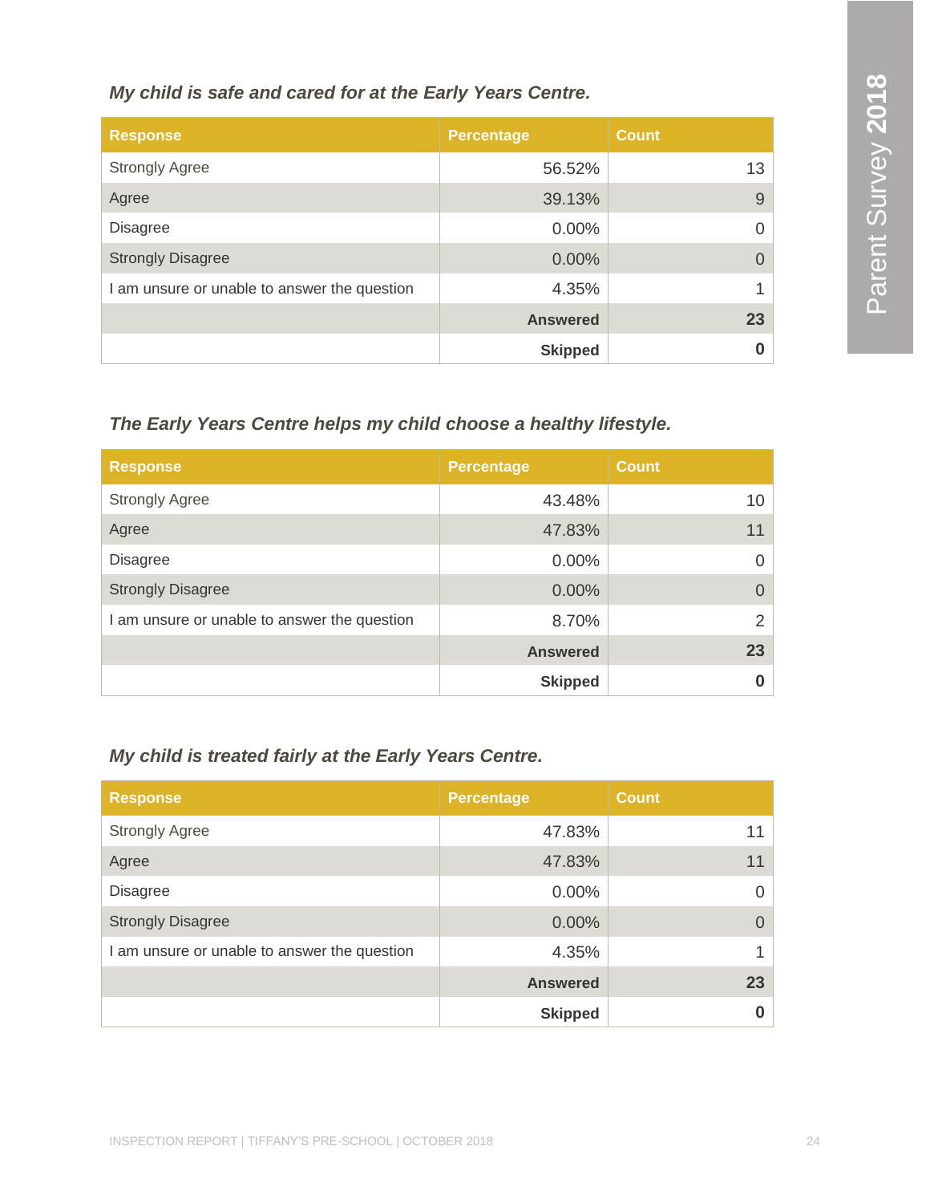*My child is safe and cared for at the Early Years Centre.*

| Response | Percentage | Count |
|---|---|---|
| Strongly Agree | 56.52% | 13 |
| Agree | 39.13% | 9 |
| Disagree | 0.00% | 0 |
| Strongly Disagree | 0.00% | 0 |
| I am unsure or unable to answer the question | 4.35% | 1 |
| | **Answered** | **23** |
| | **Skipped** | **0** |

*The Early Years Centre helps my child choose a healthy lifestyle.*

| Response | Percentage | Count |
|---|---|---|
| Strongly Agree | 43.48% | 10 |
| Agree | 47.83% | 11 |
| Disagree | 0.00% | 0 |
| Strongly Disagree | 0.00% | 0 |
| I am unsure or unable to answer the question | 8.70% | 2 |
| | **Answered** | **23** |
| | **Skipped** | **0** |

*My child is treated fairly at the Early Years Centre.*

| Response | Percentage | Count |
|---|---|---|
| Strongly Agree | 47.83% | 11 |
| Agree | 47.83% | 11 |
| Disagree | 0.00% | 0 |
| Strongly Disagree | 0.00% | 0 |
| I am unsure or unable to answer the question | 4.35% | 1 |
| | **Answered** | **23** |
| | **Skipped** | **0** |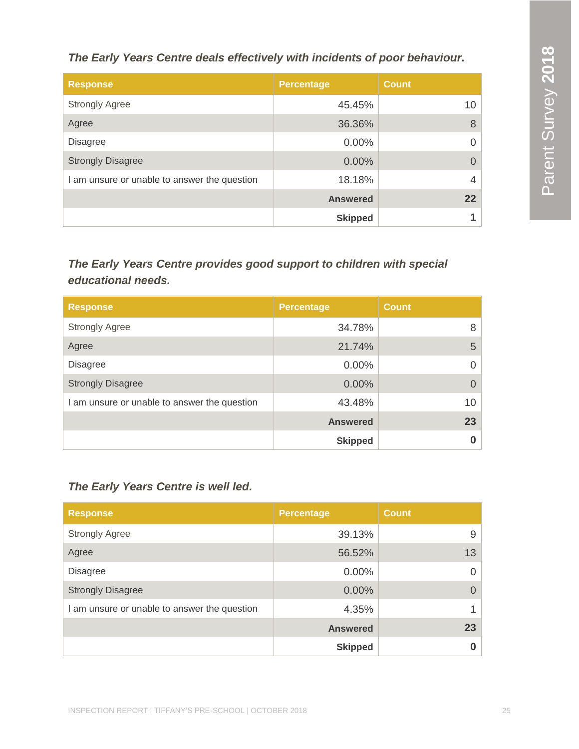*The Early Years Centre deals effectively with incidents of poor behaviour.*

| Response | Percentage | Count |
|---|---|---|
| Strongly Agree | 45.45% | 10 |
| Agree | 36.36% | 8 |
| Disagree | 0.00% | 0 |
| Strongly Disagree | 0.00% | 0 |
| I am unsure or unable to answer the question | 18.18% | 4 |
| | **Answered** | **22** |
| | **Skipped** | **1** |

*The Early Years Centre provides good support to children with special educational needs.*

| Response | Percentage | Count |
|---|---|---|
| Strongly Agree | 34.78% | 8 |
| Agree | 21.74% | 5 |
| Disagree | 0.00% | 0 |
| Strongly Disagree | 0.00% | 0 |
| I am unsure or unable to answer the question | 43.48% | 10 |
| | **Answered** | **23** |
| | **Skipped** | **0** |

*The Early Years Centre is well led.*

| Response | Percentage | Count |
|---|---|---|
| Strongly Agree | 39.13% | 9 |
| Agree | 56.52% | 13 |
| Disagree | 0.00% | 0 |
| Strongly Disagree | 0.00% | 0 |
| I am unsure or unable to answer the question | 4.35% | 1 |
| | **Answered** | **23** |
| | **Skipped** | **0** |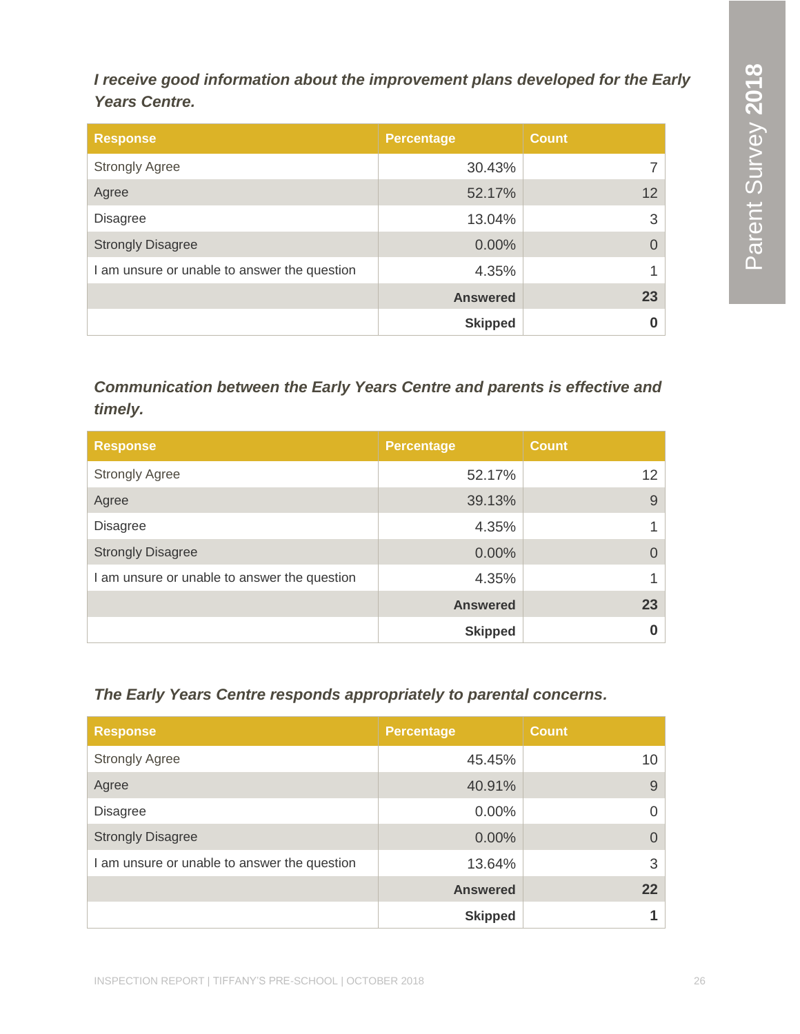*I receive good information about the improvement plans developed for the Early Years Centre.*

| Response | Percentage | Count |
|---|---|---|
| Strongly Agree | 30.43% | 7 |
| Agree | 52.17% | 12 |
| Disagree | 13.04% | 3 |
| Strongly Disagree | 0.00% | 0 |
| I am unsure or unable to answer the question | 4.35% | 1 |
| | **Answered** | **23** |
| | **Skipped** | **0** |

*Communication between the Early Years Centre and parents is effective and timely.*

| Response | Percentage | Count |
|---|---|---|
| Strongly Agree | 52.17% | 12 |
| Agree | 39.13% | 9 |
| Disagree | 4.35% | 1 |
| Strongly Disagree | 0.00% | 0 |
| I am unsure or unable to answer the question | 4.35% | 1 |
| | **Answered** | **23** |
| | **Skipped** | **0** |

*The Early Years Centre responds appropriately to parental concerns.*

| Response | Percentage | Count |
|---|---|---|
| Strongly Agree | 45.45% | 10 |
| Agree | 40.91% | 9 |
| Disagree | 0.00% | 0 |
| Strongly Disagree | 0.00% | 0 |
| I am unsure or unable to answer the question | 13.64% | 3 |
| | **Answered** | **22** |
| | **Skipped** | **1** |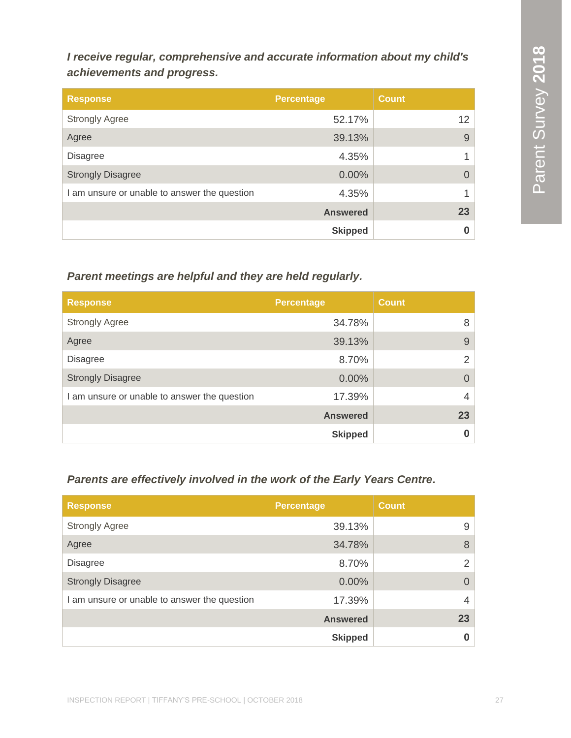***I receive regular, comprehensive and accurate information about my child's achievements and progress.***

| Response | Percentage | Count |
|---|---|---|
| Strongly Agree | 52.17% | 12 |
| Agree | 39.13% | 9 |
| Disagree | 4.35% | 1 |
| Strongly Disagree | 0.00% | 0 |
| I am unsure or unable to answer the question | 4.35% | 1 |
| | **Answered** | **23** |
| | **Skipped** | **0** |

***Parent meetings are helpful and they are held regularly.***

| Response | Percentage | Count |
|---|---|---|
| Strongly Agree | 34.78% | 8 |
| Agree | 39.13% | 9 |
| Disagree | 8.70% | 2 |
| Strongly Disagree | 0.00% | 0 |
| I am unsure or unable to answer the question | 17.39% | 4 |
| | **Answered** | **23** |
| | **Skipped** | **0** |

***Parents are effectively involved in the work of the Early Years Centre.***

| Response | Percentage | Count |
|---|---|---|
| Strongly Agree | 39.13% | 9 |
| Agree | 34.78% | 8 |
| Disagree | 8.70% | 2 |
| Strongly Disagree | 0.00% | 0 |
| I am unsure or unable to answer the question | 17.39% | 4 |
| | **Answered** | **23** |
| | **Skipped** | **0** |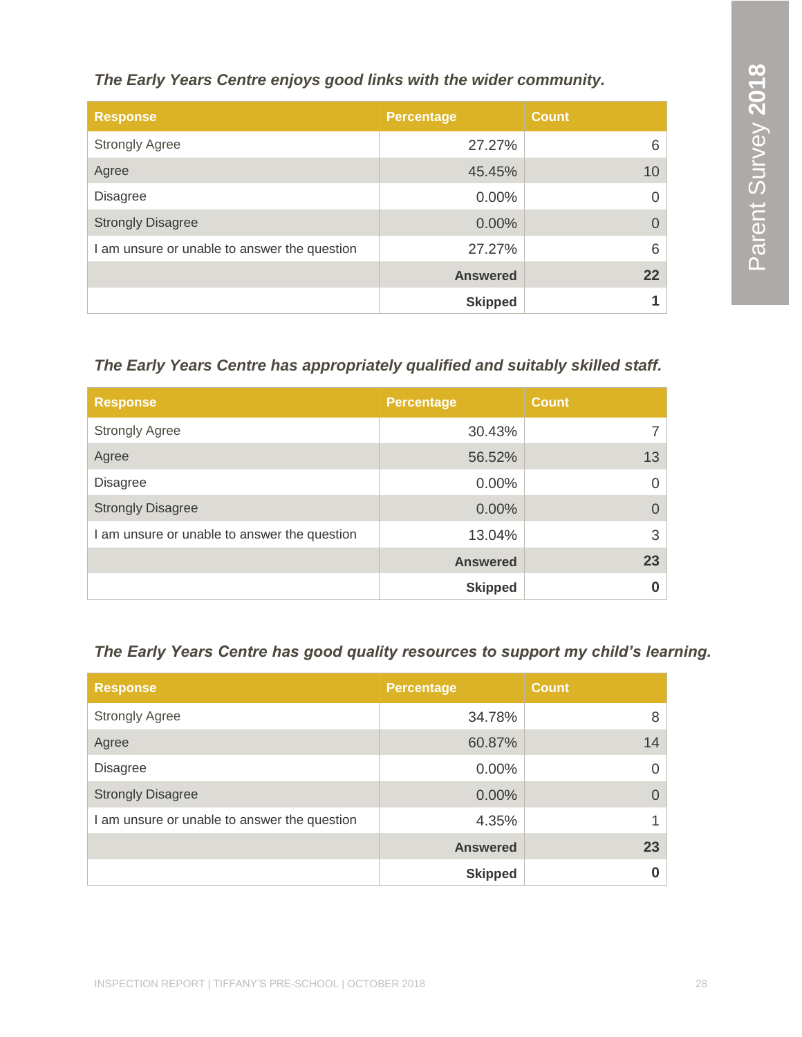### *The Early Years Centre enjoys good links with the wider community.*

| Response | Percentage | Count |
|---|---|---|
| Strongly Agree | 27.27% | 6 |
| Agree | 45.45% | 10 |
| Disagree | 0.00% | 0 |
| Strongly Disagree | 0.00% | 0 |
| I am unsure or unable to answer the question | 27.27% | 6 |
| | **Answered** | **22** |
| | **Skipped** | **1** |

### *The Early Years Centre has appropriately qualified and suitably skilled staff.*

| Response | Percentage | Count |
|---|---|---|
| Strongly Agree | 30.43% | 7 |
| Agree | 56.52% | 13 |
| Disagree | 0.00% | 0 |
| Strongly Disagree | 0.00% | 0 |
| I am unsure or unable to answer the question | 13.04% | 3 |
| | **Answered** | **23** |
| | **Skipped** | **0** |

### *The Early Years Centre has good quality resources to support my child's learning.*

| Response | Percentage | Count |
|---|---|---|
| Strongly Agree | 34.78% | 8 |
| Agree | 60.87% | 14 |
| Disagree | 0.00% | 0 |
| Strongly Disagree | 0.00% | 0 |
| I am unsure or unable to answer the question | 4.35% | 1 |
| | **Answered** | **23** |
| | **Skipped** | **0** |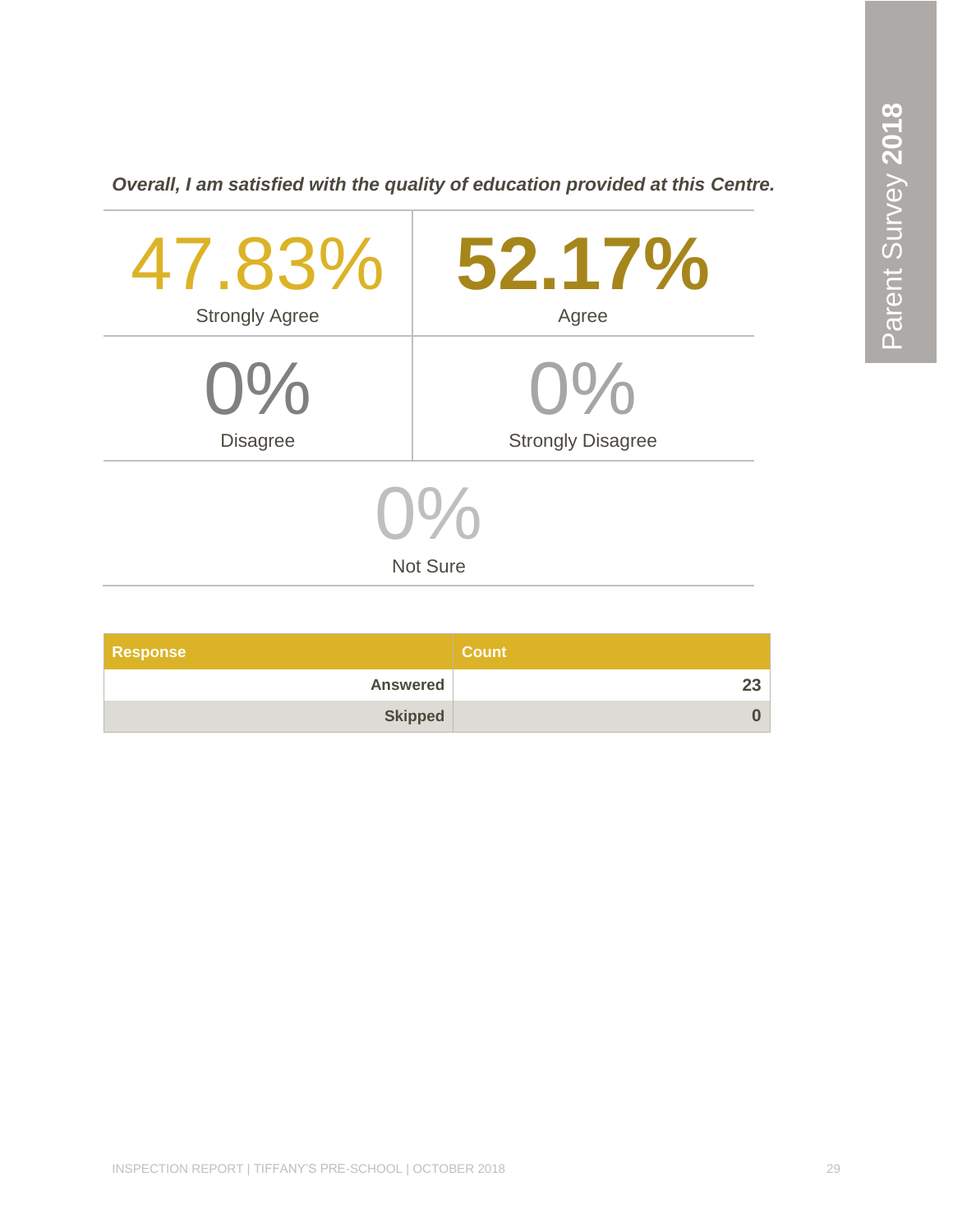***Overall, I am satisfied with the quality of education provided at this Centre.***

| 47.83% | 52.17% |
| --- | --- |
| Strongly Agree | Agree |
| **0%** | **0%** |
| Disagree | Strongly Disagree |

**0%**

Not Sure

| Response | Count |
| --- | --- |
| Answered | 23 |
| Skipped | 0 |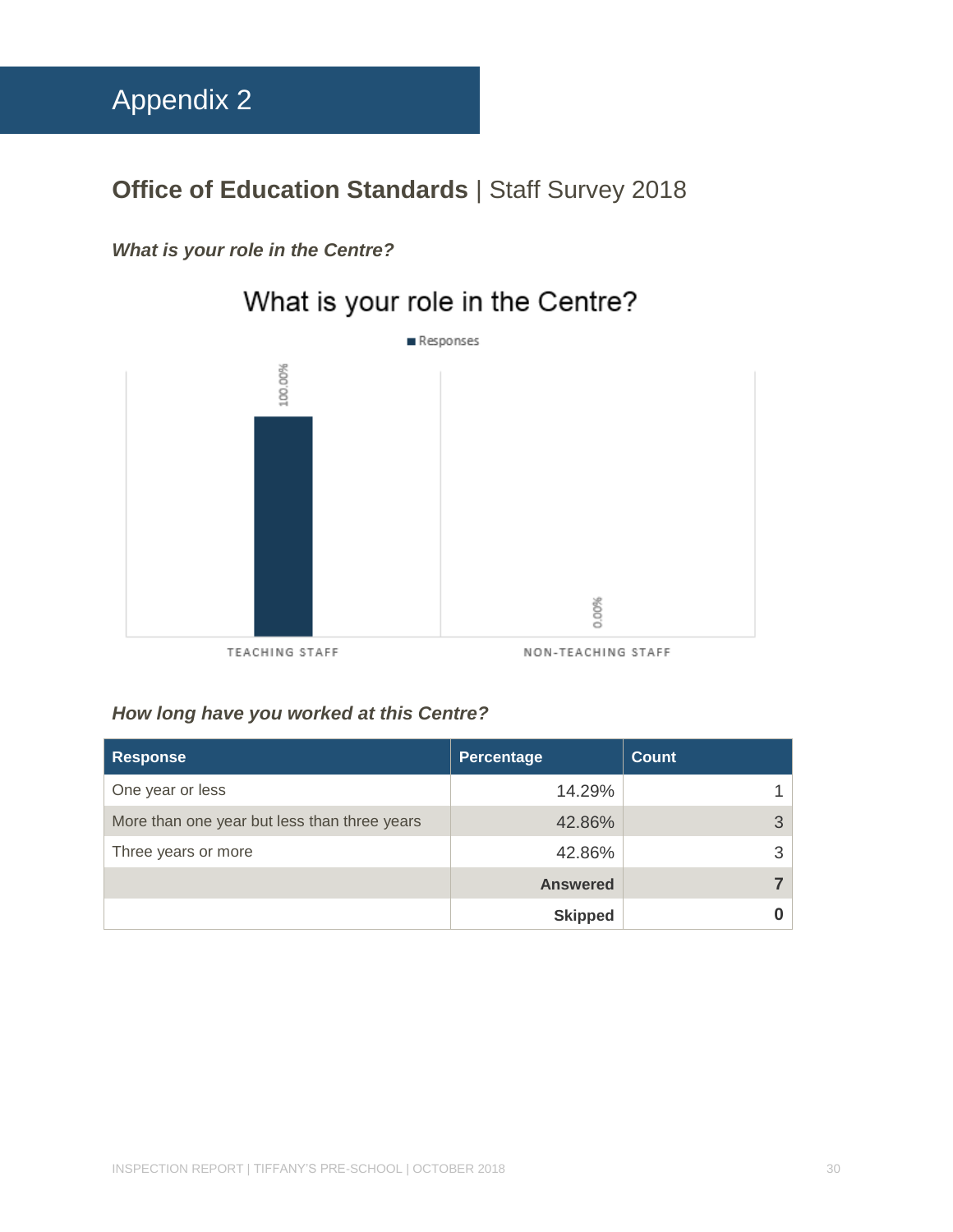# Appendix 2

## **Office of Education Standards** | Staff Survey 2018

***What is your role in the Centre?***

What is your role in the Centre?

Responses

| | Responses |
|---|---|
| TEACHING STAFF | 100.00% |
| NON-TEACHING STAFF | 0.00% |

***How long have you worked at this Centre?***

| Response | Percentage | Count |
|---|---|---|
| One year or less | 14.29% | 1 |
| More than one year but less than three years | 42.86% | 3 |
| Three years or more | 42.86% | 3 |
| | **Answered** | **7** |
| | **Skipped** | **0** |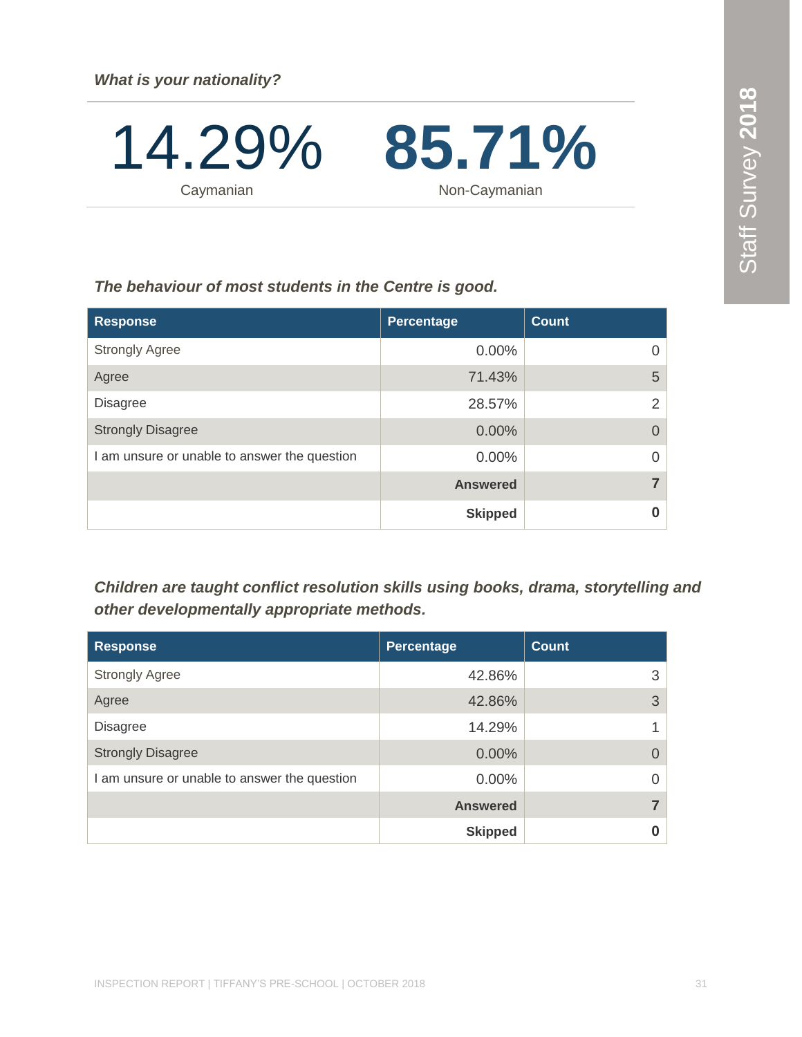*What is your nationality?*

| 14.29% | 85.71% |
|---|---|
| Caymanian | Non-Caymanian |

*The behaviour of most students in the Centre is good.*

| Response | Percentage | Count |
|---|---|---|
| Strongly Agree | 0.00% | 0 |
| Agree | 71.43% | 5 |
| Disagree | 28.57% | 2 |
| Strongly Disagree | 0.00% | 0 |
| I am unsure or unable to answer the question | 0.00% | 0 |
| | **Answered** | **7** |
| | **Skipped** | **0** |

*Children are taught conflict resolution skills using books, drama, storytelling and other developmentally appropriate methods.*

| Response | Percentage | Count |
|---|---|---|
| Strongly Agree | 42.86% | 3 |
| Agree | 42.86% | 3 |
| Disagree | 14.29% | 1 |
| Strongly Disagree | 0.00% | 0 |
| I am unsure or unable to answer the question | 0.00% | 0 |
| | **Answered** | **7** |
| | **Skipped** | **0** |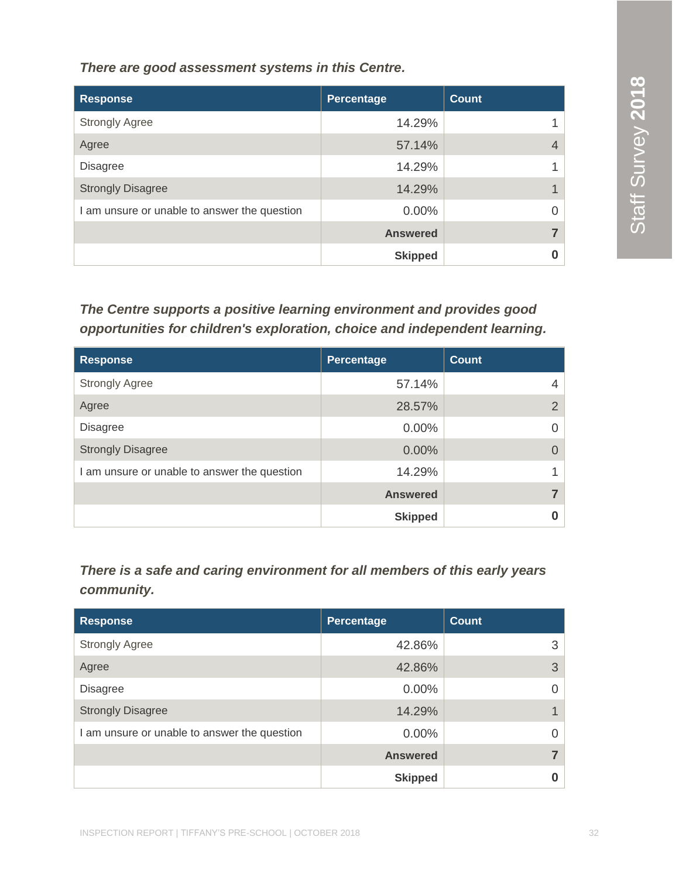***There are good assessment systems in this Centre.***

| Response | Percentage | Count |
|---|---|---|
| Strongly Agree | 14.29% | 1 |
| Agree | 57.14% | 4 |
| Disagree | 14.29% | 1 |
| Strongly Disagree | 14.29% | 1 |
| I am unsure or unable to answer the question | 0.00% | 0 |
| | **Answered** | **7** |
| | **Skipped** | **0** |

***The Centre supports a positive learning environment and provides good opportunities for children's exploration, choice and independent learning.***

| Response | Percentage | Count |
|---|---|---|
| Strongly Agree | 57.14% | 4 |
| Agree | 28.57% | 2 |
| Disagree | 0.00% | 0 |
| Strongly Disagree | 0.00% | 0 |
| I am unsure or unable to answer the question | 14.29% | 1 |
| | **Answered** | **7** |
| | **Skipped** | **0** |

***There is a safe and caring environment for all members of this early years community.***

| Response | Percentage | Count |
|---|---|---|
| Strongly Agree | 42.86% | 3 |
| Agree | 42.86% | 3 |
| Disagree | 0.00% | 0 |
| Strongly Disagree | 14.29% | 1 |
| I am unsure or unable to answer the question | 0.00% | 0 |
| | **Answered** | **7** |
| | **Skipped** | **0** |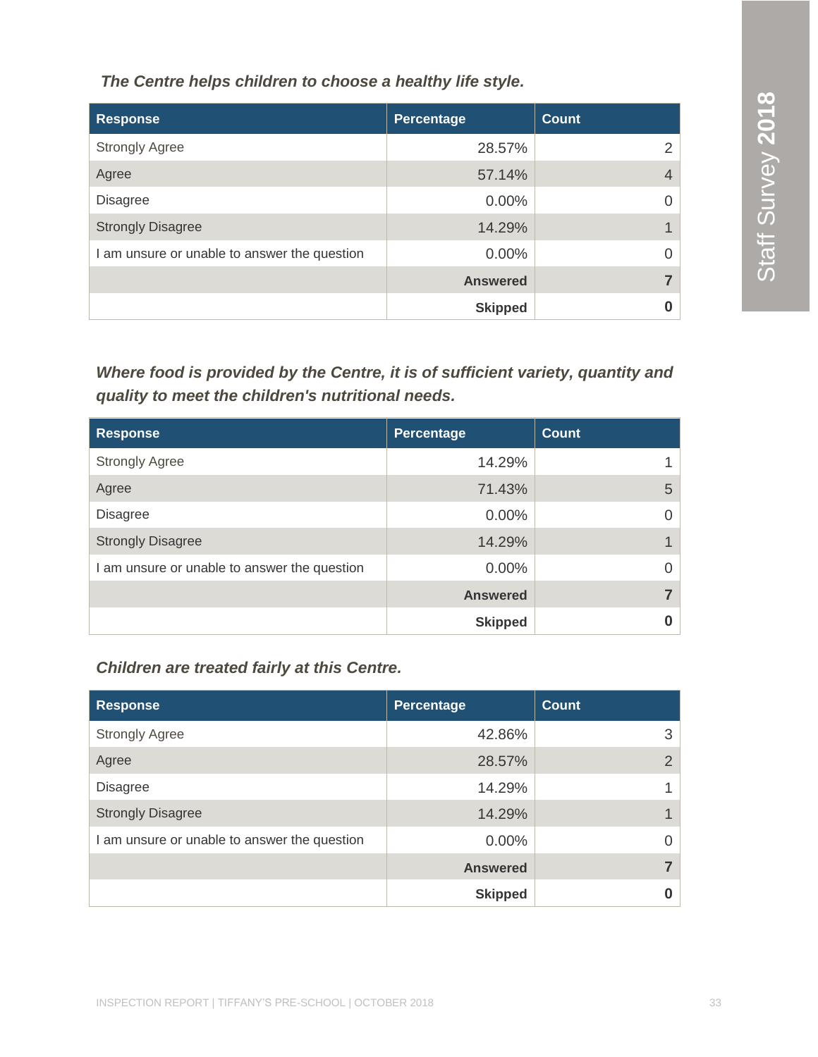*The Centre helps children to choose a healthy life style.*

| Response | Percentage | Count |
|---|---|---|
| Strongly Agree | 28.57% | 2 |
| Agree | 57.14% | 4 |
| Disagree | 0.00% | 0 |
| Strongly Disagree | 14.29% | 1 |
| I am unsure or unable to answer the question | 0.00% | 0 |
| | **Answered** | **7** |
| | **Skipped** | **0** |

*Where food is provided by the Centre, it is of sufficient variety, quantity and quality to meet the children's nutritional needs.*

| Response | Percentage | Count |
|---|---|---|
| Strongly Agree | 14.29% | 1 |
| Agree | 71.43% | 5 |
| Disagree | 0.00% | 0 |
| Strongly Disagree | 14.29% | 1 |
| I am unsure or unable to answer the question | 0.00% | 0 |
| | **Answered** | **7** |
| | **Skipped** | **0** |

*Children are treated fairly at this Centre.*

| Response | Percentage | Count |
|---|---|---|
| Strongly Agree | 42.86% | 3 |
| Agree | 28.57% | 2 |
| Disagree | 14.29% | 1 |
| Strongly Disagree | 14.29% | 1 |
| I am unsure or unable to answer the question | 0.00% | 0 |
| | **Answered** | **7** |
| | **Skipped** | **0** |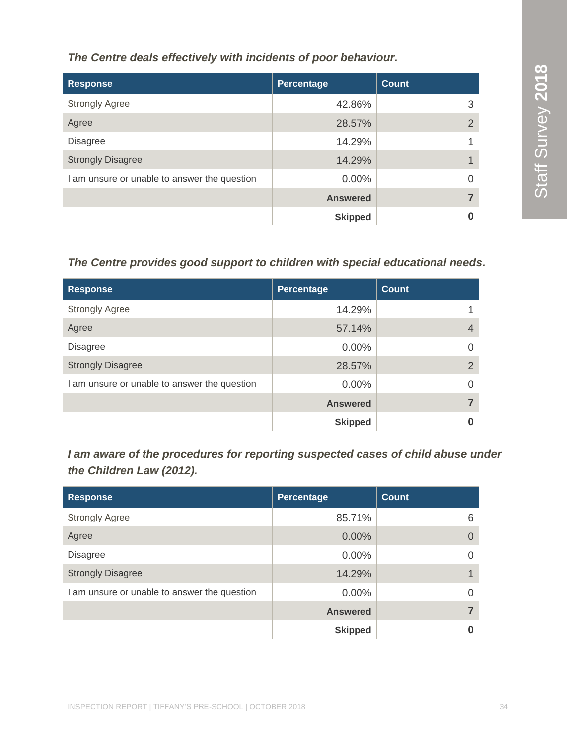***The Centre deals effectively with incidents of poor behaviour.***

| Response | Percentage | Count |
|---|---|---|
| Strongly Agree | 42.86% | 3 |
| Agree | 28.57% | 2 |
| Disagree | 14.29% | 1 |
| Strongly Disagree | 14.29% | 1 |
| I am unsure or unable to answer the question | 0.00% | 0 |
| | **Answered** | **7** |
| | **Skipped** | **0** |

***The Centre provides good support to children with special educational needs.***

| Response | Percentage | Count |
|---|---|---|
| Strongly Agree | 14.29% | 1 |
| Agree | 57.14% | 4 |
| Disagree | 0.00% | 0 |
| Strongly Disagree | 28.57% | 2 |
| I am unsure or unable to answer the question | 0.00% | 0 |
| | **Answered** | **7** |
| | **Skipped** | **0** |

***I am aware of the procedures for reporting suspected cases of child abuse under the Children Law (2012).***

| Response | Percentage | Count |
|---|---|---|
| Strongly Agree | 85.71% | 6 |
| Agree | 0.00% | 0 |
| Disagree | 0.00% | 0 |
| Strongly Disagree | 14.29% | 1 |
| I am unsure or unable to answer the question | 0.00% | 0 |
| | **Answered** | **7** |
| | **Skipped** | **0** |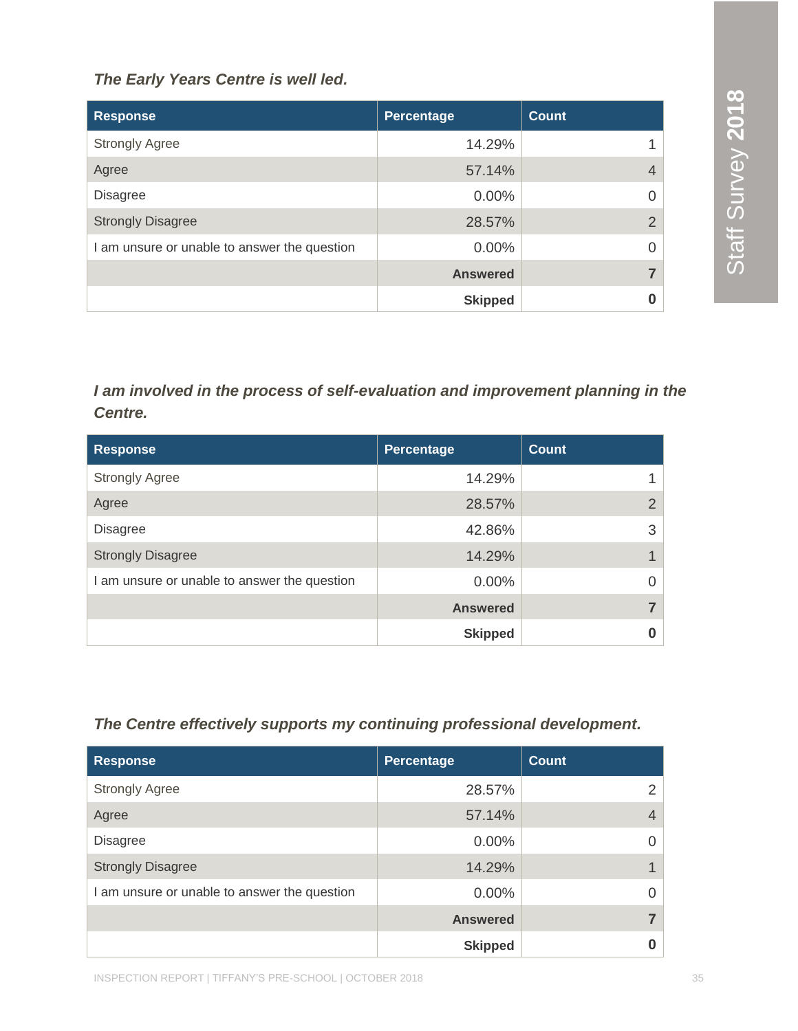*The Early Years Centre is well led.*

| Response | Percentage | Count |
|---|---|---|
| Strongly Agree | 14.29% | 1 |
| Agree | 57.14% | 4 |
| Disagree | 0.00% | 0 |
| Strongly Disagree | 28.57% | 2 |
| I am unsure or unable to answer the question | 0.00% | 0 |
| | **Answered** | **7** |
| | **Skipped** | **0** |

*I am involved in the process of self-evaluation and improvement planning in the Centre.*

| Response | Percentage | Count |
|---|---|---|
| Strongly Agree | 14.29% | 1 |
| Agree | 28.57% | 2 |
| Disagree | 42.86% | 3 |
| Strongly Disagree | 14.29% | 1 |
| I am unsure or unable to answer the question | 0.00% | 0 |
| | **Answered** | **7** |
| | **Skipped** | **0** |

*The Centre effectively supports my continuing professional development.*

| Response | Percentage | Count |
|---|---|---|
| Strongly Agree | 28.57% | 2 |
| Agree | 57.14% | 4 |
| Disagree | 0.00% | 0 |
| Strongly Disagree | 14.29% | 1 |
| I am unsure or unable to answer the question | 0.00% | 0 |
| | **Answered** | **7** |
| | **Skipped** | **0** |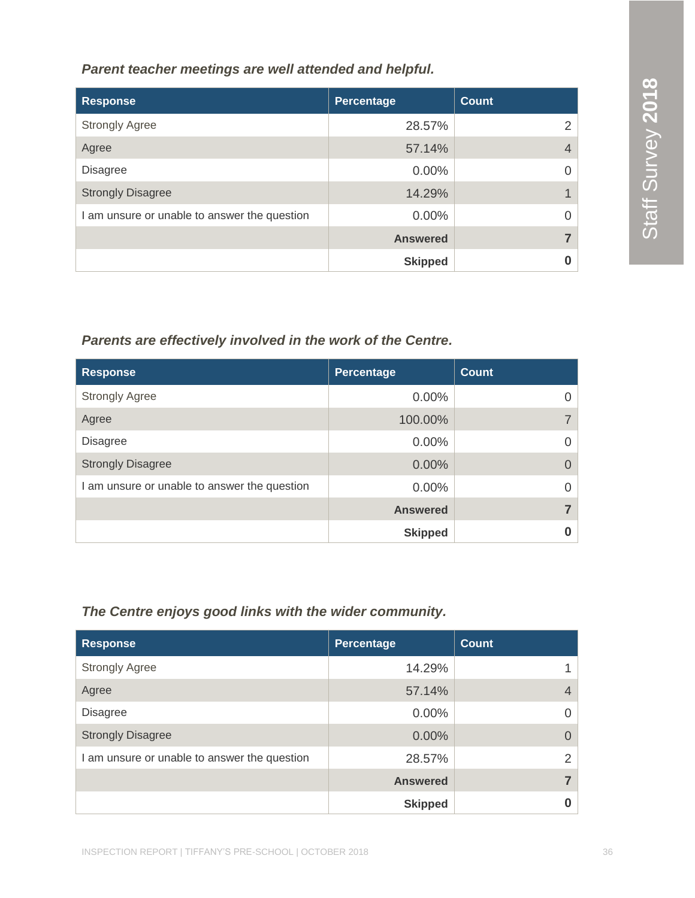*Parent teacher meetings are well attended and helpful.*

| Response | Percentage | Count |
|---|---|---|
| Strongly Agree | 28.57% | 2 |
| Agree | 57.14% | 4 |
| Disagree | 0.00% | 0 |
| Strongly Disagree | 14.29% | 1 |
| I am unsure or unable to answer the question | 0.00% | 0 |
| | **Answered** | **7** |
| | **Skipped** | **0** |

*Parents are effectively involved in the work of the Centre.*

| Response | Percentage | Count |
|---|---|---|
| Strongly Agree | 0.00% | 0 |
| Agree | 100.00% | 7 |
| Disagree | 0.00% | 0 |
| Strongly Disagree | 0.00% | 0 |
| I am unsure or unable to answer the question | 0.00% | 0 |
| | **Answered** | **7** |
| | **Skipped** | **0** |

*The Centre enjoys good links with the wider community.*

| Response | Percentage | Count |
|---|---|---|
| Strongly Agree | 14.29% | 1 |
| Agree | 57.14% | 4 |
| Disagree | 0.00% | 0 |
| Strongly Disagree | 0.00% | 0 |
| I am unsure or unable to answer the question | 28.57% | 2 |
| | **Answered** | **7** |
| | **Skipped** | **0** |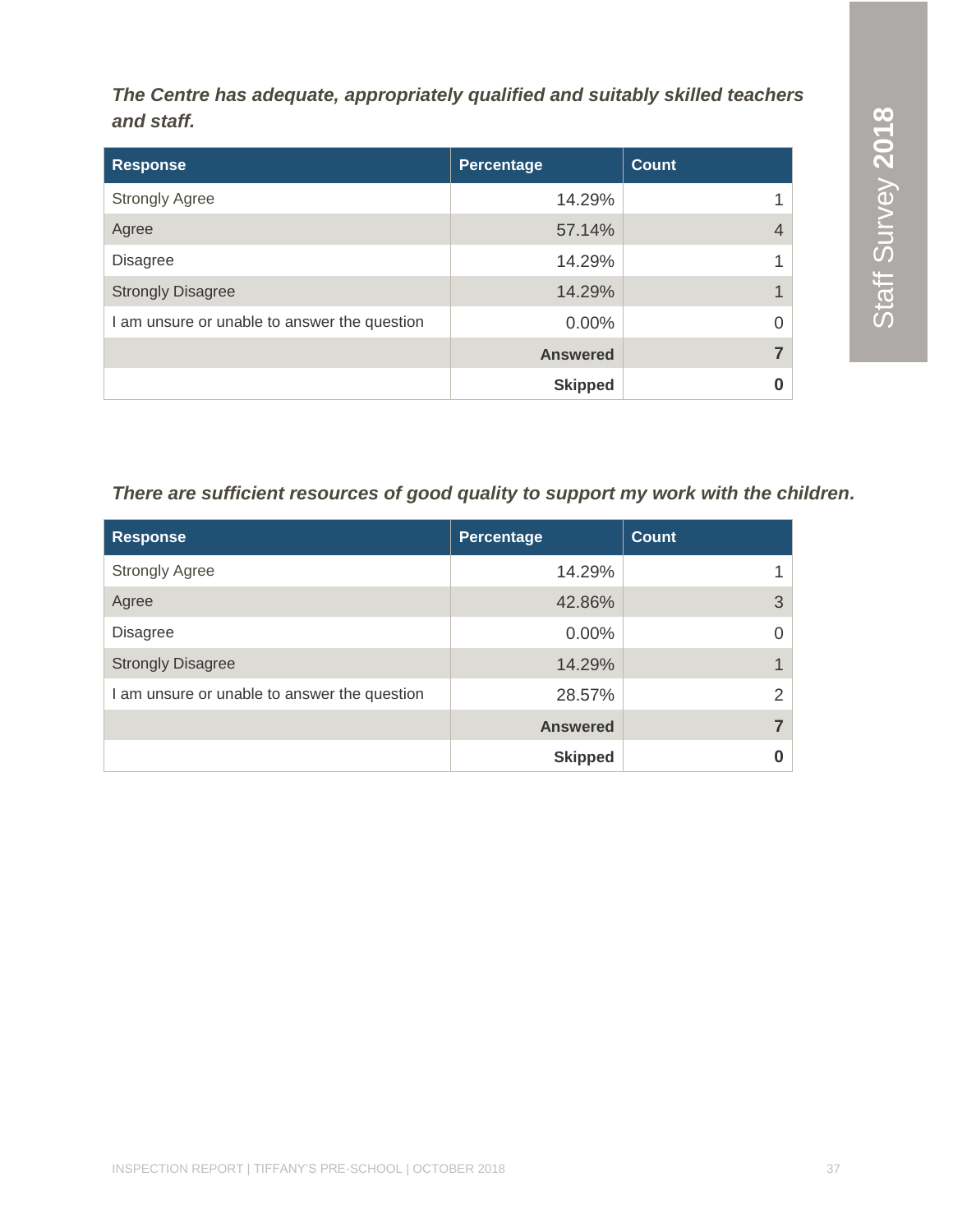***The Centre has adequate, appropriately qualified and suitably skilled teachers and staff.***

| Response | Percentage | Count |
|---|---|---|
| Strongly Agree | 14.29% | 1 |
| Agree | 57.14% | 4 |
| Disagree | 14.29% | 1 |
| Strongly Disagree | 14.29% | 1 |
| I am unsure or unable to answer the question | 0.00% | 0 |
| | **Answered** | **7** |
| | **Skipped** | **0** |

***There are sufficient resources of good quality to support my work with the children.***

| Response | Percentage | Count |
|---|---|---|
| Strongly Agree | 14.29% | 1 |
| Agree | 42.86% | 3 |
| Disagree | 0.00% | 0 |
| Strongly Disagree | 14.29% | 1 |
| I am unsure or unable to answer the question | 28.57% | 2 |
| | **Answered** | **7** |
| | **Skipped** | **0** |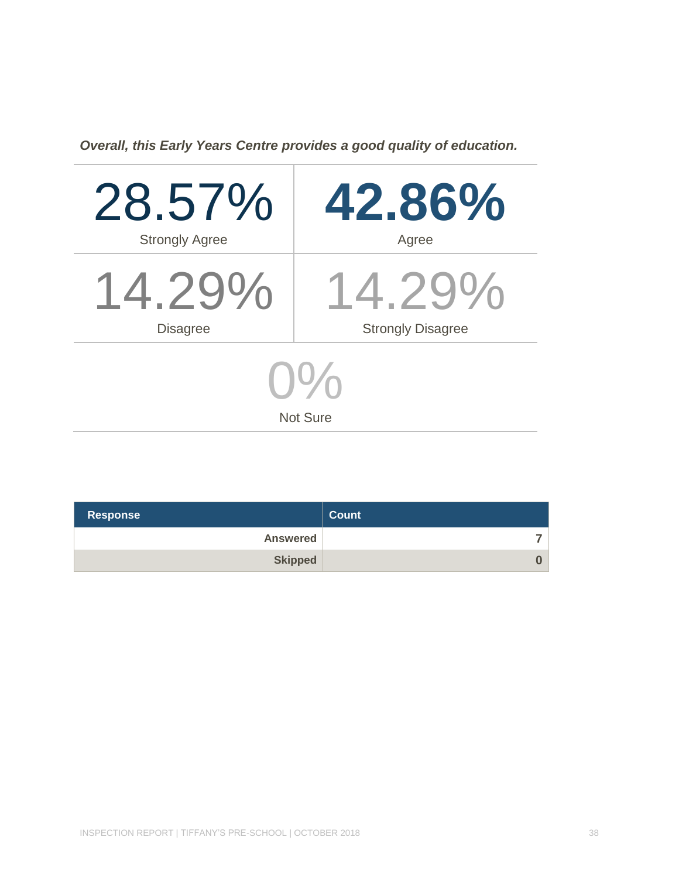***Overall, this Early Years Centre provides a good quality of education.***

| 28.57% | 42.86% |
|---|---|
| Strongly Agree | Agree |
| 14.29% | 14.29% |
| Disagree | Strongly Disagree |

0%

Not Sure

| Response | Count |
|---|---|
| Answered | 7 |
| Skipped | 0 |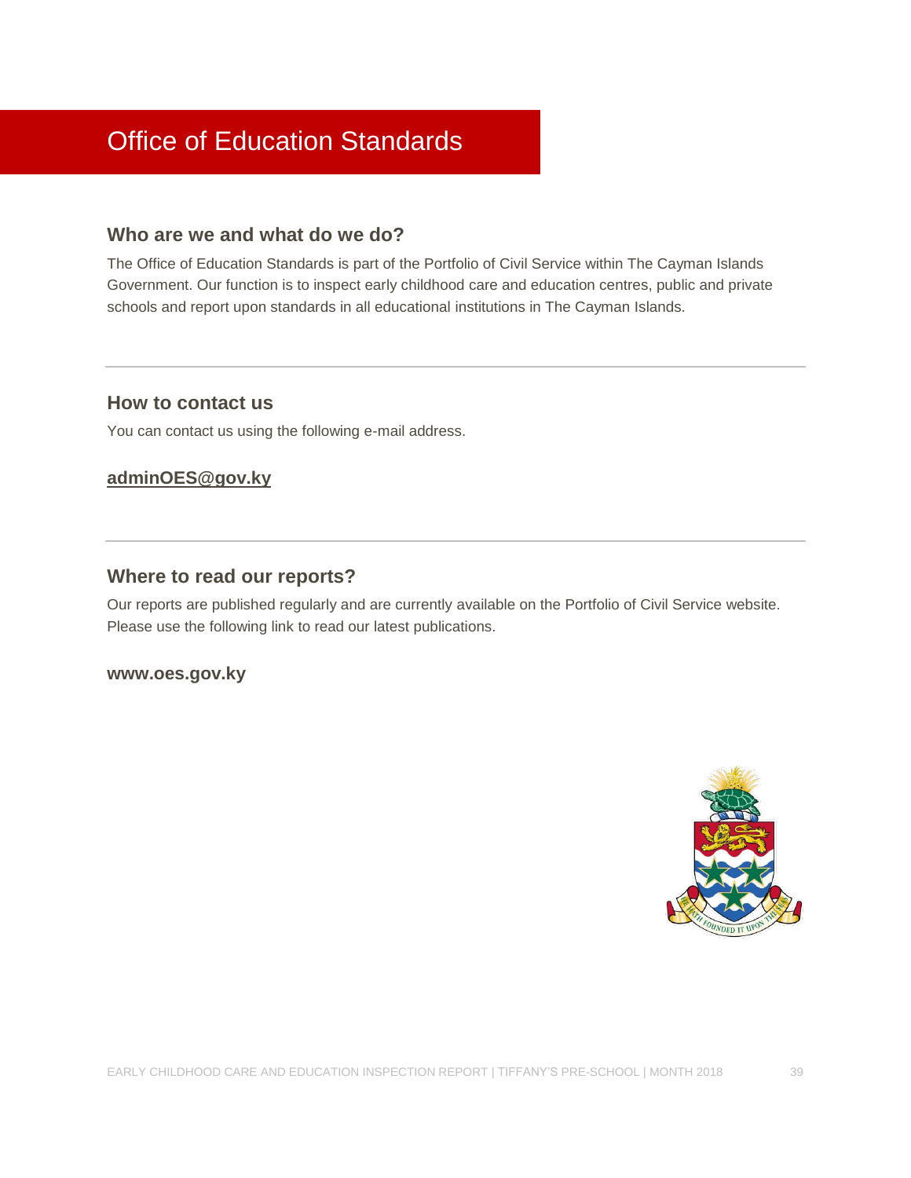# Office of Education Standards

## Who are we and what do we do?

The Office of Education Standards is part of the Portfolio of Civil Service within The Cayman Islands Government. Our function is to inspect early childhood care and education centres, public and private schools and report upon standards in all educational institutions in The Cayman Islands.

## How to contact us

You can contact us using the following e-mail address.

**adminOES@gov.ky**

## Where to read our reports?

Our reports are published regularly and are currently available on the Portfolio of Civil Service website. Please use the following link to read our latest publications.

**www.oes.gov.ky**